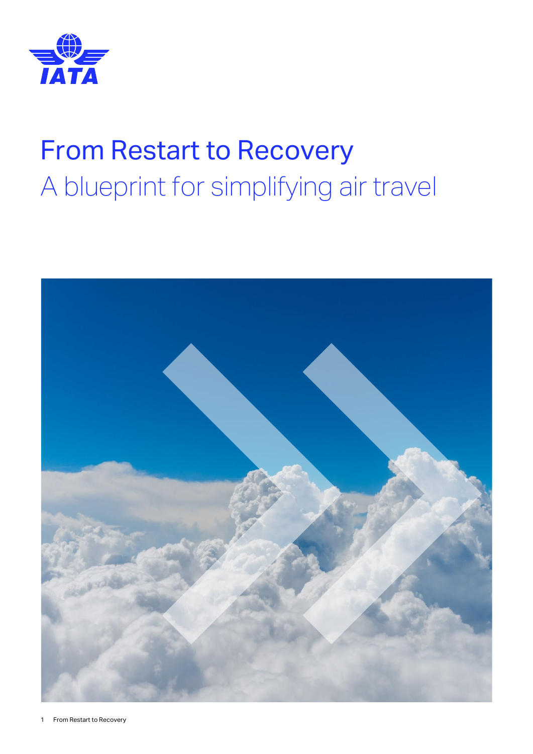IATA

# From Restart to Recovery

## A blueprint for simplifying air travel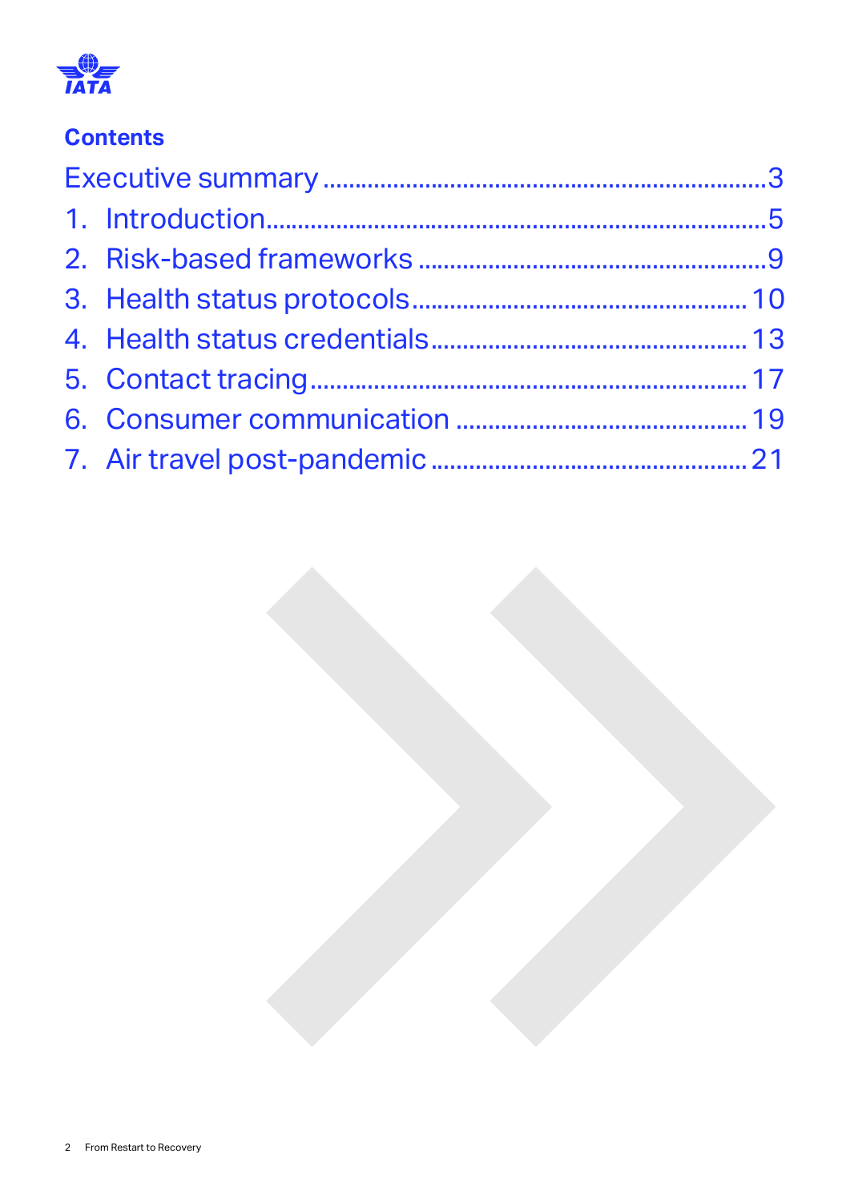## Contents

Executive summary ........................................................................3

1. Introduction........................................................................5
2. Risk-based frameworks ........................................................................9
3. Health status protocols........................................................................10
4. Health status credentials........................................................................13
5. Contact tracing........................................................................17
6. Consumer communication ........................................................................19
7. Air travel post-pandemic........................................................................21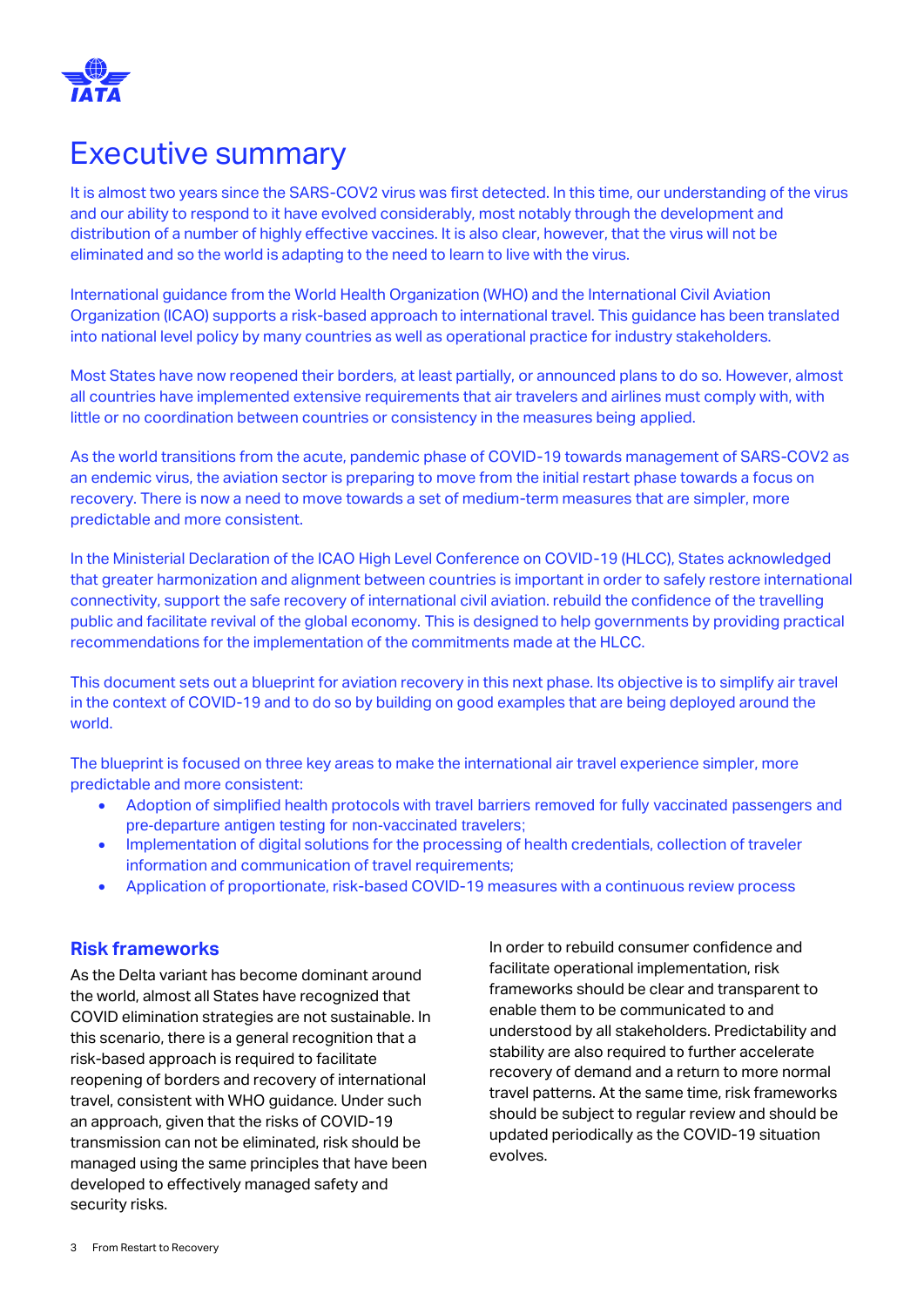# Executive summary

It is almost two years since the SARS-COV2 virus was first detected. In this time, our understanding of the virus and our ability to respond to it have evolved considerably, most notably through the development and distribution of a number of highly effective vaccines. It is also clear, however, that the virus will not be eliminated and so the world is adapting to the need to learn to live with the virus.

International guidance from the World Health Organization (WHO) and the International Civil Aviation Organization (ICAO) supports a risk-based approach to international travel. This guidance has been translated into national level policy by many countries as well as operational practice for industry stakeholders.

Most States have now reopened their borders, at least partially, or announced plans to do so. However, almost all countries have implemented extensive requirements that air travelers and airlines must comply with, with little or no coordination between countries or consistency in the measures being applied.

As the world transitions from the acute, pandemic phase of COVID-19 towards management of SARS-COV2 as an endemic virus, the aviation sector is preparing to move from the initial restart phase towards a focus on recovery. There is now a need to move towards a set of medium-term measures that are simpler, more predictable and more consistent.

In the Ministerial Declaration of the ICAO High Level Conference on COVID-19 (HLCC), States acknowledged that greater harmonization and alignment between countries is important in order to safely restore international connectivity, support the safe recovery of international civil aviation. rebuild the confidence of the travelling public and facilitate revival of the global economy. This is designed to help governments by providing practical recommendations for the implementation of the commitments made at the HLCC.

This document sets out a blueprint for aviation recovery in this next phase. Its objective is to simplify air travel in the context of COVID-19 and to do so by building on good examples that are being deployed around the world.

The blueprint is focused on three key areas to make the international air travel experience simpler, more predictable and more consistent:

- Adoption of simplified health protocols with travel barriers removed for fully vaccinated passengers and pre-departure antigen testing for non-vaccinated travelers;
- Implementation of digital solutions for the processing of health credentials, collection of traveler information and communication of travel requirements;
- Application of proportionate, risk-based COVID-19 measures with a continuous review process

## Risk frameworks

As the Delta variant has become dominant around the world, almost all States have recognized that COVID elimination strategies are not sustainable. In this scenario, there is a general recognition that a risk-based approach is required to facilitate reopening of borders and recovery of international travel, consistent with WHO guidance. Under such an approach, given that the risks of COVID-19 transmission can not be eliminated, risk should be managed using the same principles that have been developed to effectively managed safety and security risks.

In order to rebuild consumer confidence and facilitate operational implementation, risk frameworks should be clear and transparent to enable them to be communicated to and understood by all stakeholders. Predictability and stability are also required to further accelerate recovery of demand and a return to more normal travel patterns. At the same time, risk frameworks should be subject to regular review and should be updated periodically as the COVID-19 situation evolves.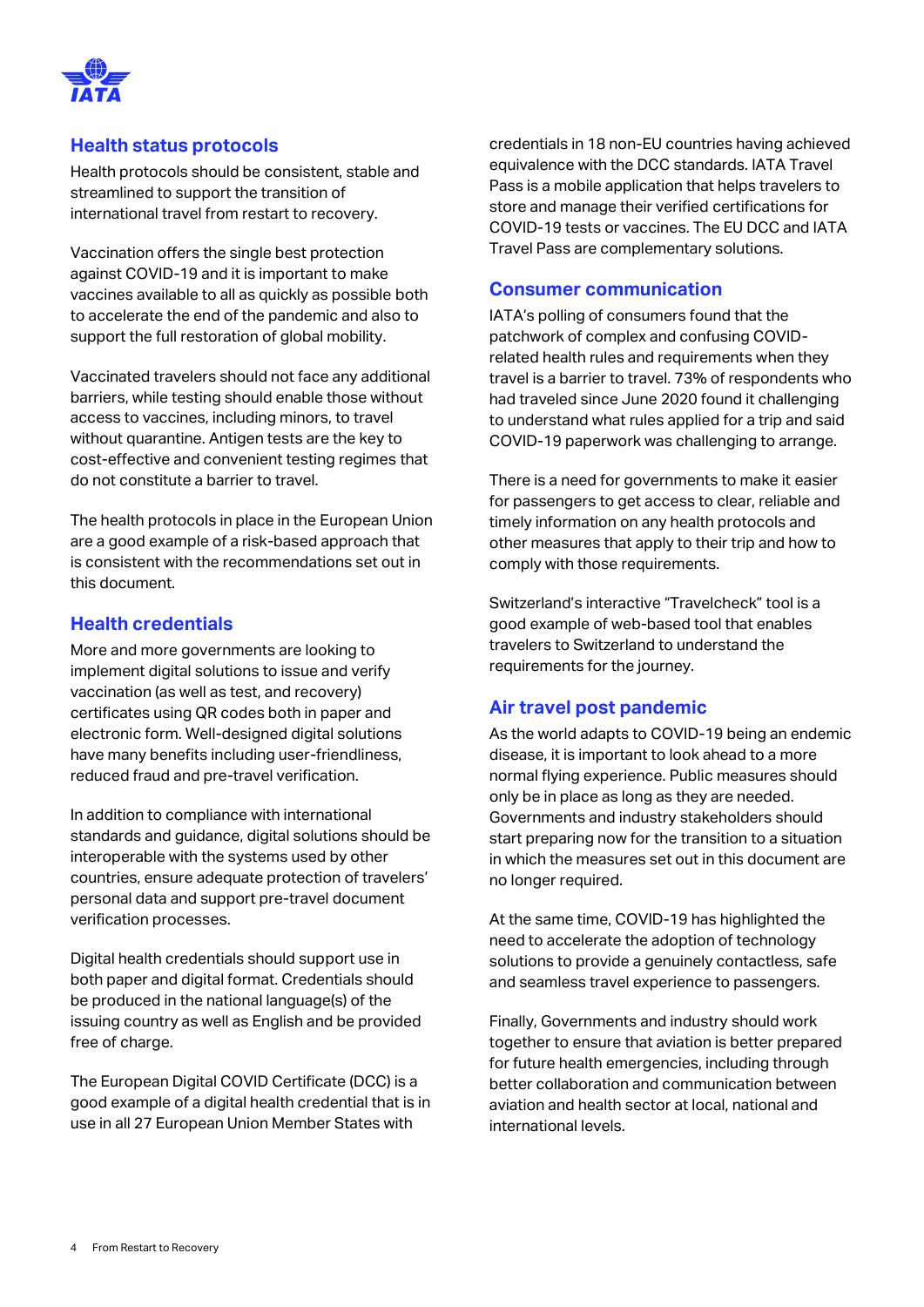## Health status protocols

Health protocols should be consistent, stable and streamlined to support the transition of international travel from restart to recovery.

Vaccination offers the single best protection against COVID-19 and it is important to make vaccines available to all as quickly as possible both to accelerate the end of the pandemic and also to support the full restoration of global mobility.

Vaccinated travelers should not face any additional barriers, while testing should enable those without access to vaccines, including minors, to travel without quarantine. Antigen tests are the key to cost-effective and convenient testing regimes that do not constitute a barrier to travel.

The health protocols in place in the European Union are a good example of a risk-based approach that is consistent with the recommendations set out in this document.

## Health credentials

More and more governments are looking to implement digital solutions to issue and verify vaccination (as well as test, and recovery) certificates using QR codes both in paper and electronic form. Well-designed digital solutions have many benefits including user-friendliness, reduced fraud and pre-travel verification.

In addition to compliance with international standards and guidance, digital solutions should be interoperable with the systems used by other countries, ensure adequate protection of travelers' personal data and support pre-travel document verification processes.

Digital health credentials should support use in both paper and digital format. Credentials should be produced in the national language(s) of the issuing country as well as English and be provided free of charge.

The European Digital COVID Certificate (DCC) is a good example of a digital health credential that is in use in all 27 European Union Member States with credentials in 18 non-EU countries having achieved equivalence with the DCC standards. IATA Travel Pass is a mobile application that helps travelers to store and manage their verified certifications for COVID-19 tests or vaccines. The EU DCC and IATA Travel Pass are complementary solutions.

## Consumer communication

IATA's polling of consumers found that the patchwork of complex and confusing COVID-related health rules and requirements when they travel is a barrier to travel. 73% of respondents who had traveled since June 2020 found it challenging to understand what rules applied for a trip and said COVID-19 paperwork was challenging to arrange.

There is a need for governments to make it easier for passengers to get access to clear, reliable and timely information on any health protocols and other measures that apply to their trip and how to comply with those requirements.

Switzerland's interactive "Travelcheck" tool is a good example of web-based tool that enables travelers to Switzerland to understand the requirements for the journey.

## Air travel post pandemic

As the world adapts to COVID-19 being an endemic disease, it is important to look ahead to a more normal flying experience. Public measures should only be in place as long as they are needed. Governments and industry stakeholders should start preparing now for the transition to a situation in which the measures set out in this document are no longer required.

At the same time, COVID-19 has highlighted the need to accelerate the adoption of technology solutions to provide a genuinely contactless, safe and seamless travel experience to passengers.

Finally, Governments and industry should work together to ensure that aviation is better prepared for future health emergencies, including through better collaboration and communication between aviation and health sector at local, national and international levels.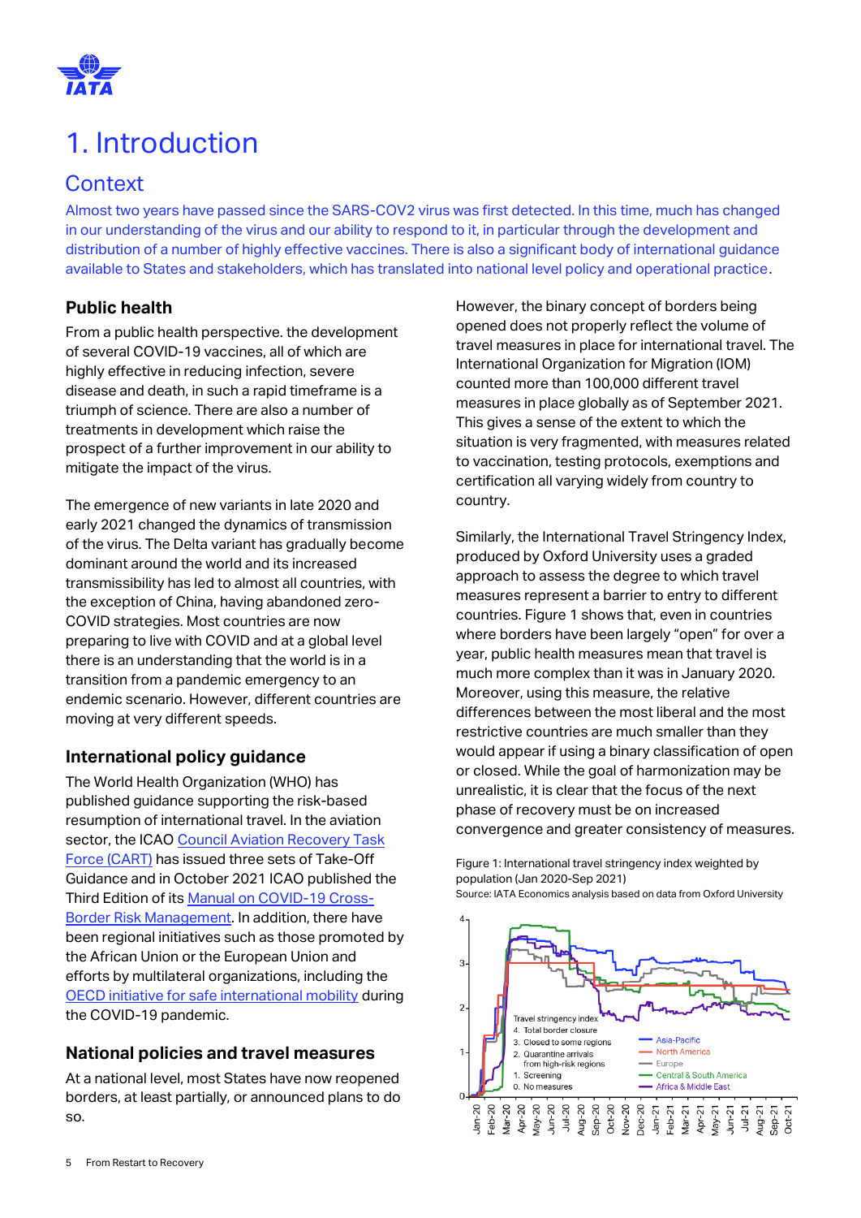# 1. Introduction

## Context

Almost two years have passed since the SARS-COV2 virus was first detected. In this time, much has changed in our understanding of the virus and our ability to respond to it, in particular through the development and distribution of a number of highly effective vaccines. There is also a significant body of international guidance available to States and stakeholders, which has translated into national level policy and operational practice.

### Public health

From a public health perspective. the development of several COVID-19 vaccines, all of which are highly effective in reducing infection, severe disease and death, in such a rapid timeframe is a triumph of science. There are also a number of treatments in development which raise the prospect of a further improvement in our ability to mitigate the impact of the virus.

The emergence of new variants in late 2020 and early 2021 changed the dynamics of transmission of the virus. The Delta variant has gradually become dominant around the world and its increased transmissibility has led to almost all countries, with the exception of China, having abandoned zero-COVID strategies. Most countries are now preparing to live with COVID and at a global level there is an understanding that the world is in a transition from a pandemic emergency to an endemic scenario. However, different countries are moving at very different speeds.

### International policy guidance

The World Health Organization (WHO) has published guidance supporting the risk-based resumption of international travel. In the aviation sector, the ICAO Council Aviation Recovery Task Force (CART) has issued three sets of Take-Off Guidance and in October 2021 ICAO published the Third Edition of its Manual on COVID-19 Cross-Border Risk Management. In addition, there have been regional initiatives such as those promoted by the African Union or the European Union and efforts by multilateral organizations, including the OECD initiative for safe international mobility during the COVID-19 pandemic.

### National policies and travel measures

At a national level, most States have now reopened borders, at least partially, or announced plans to do so.

However, the binary concept of borders being opened does not properly reflect the volume of travel measures in place for international travel. The International Organization for Migration (IOM) counted more than 100,000 different travel measures in place globally as of September 2021. This gives a sense of the extent to which the situation is very fragmented, with measures related to vaccination, testing protocols, exemptions and certification all varying widely from country to country.

Similarly, the International Travel Stringency Index, produced by Oxford University uses a graded approach to assess the degree to which travel measures represent a barrier to entry to different countries. Figure 1 shows that, even in countries where borders have been largely "open" for over a year, public health measures mean that travel is much more complex than it was in January 2020. Moreover, using this measure, the relative differences between the most liberal and the most restrictive countries are much smaller than they would appear if using a binary classification of open or closed. While the goal of harmonization may be unrealistic, it is clear that the focus of the next phase of recovery must be on increased convergence and greater consistency of measures.

Figure 1: International travel stringency index weighted by population (Jan 2020-Sep 2021)
Source: IATA Economics analysis based on data from Oxford University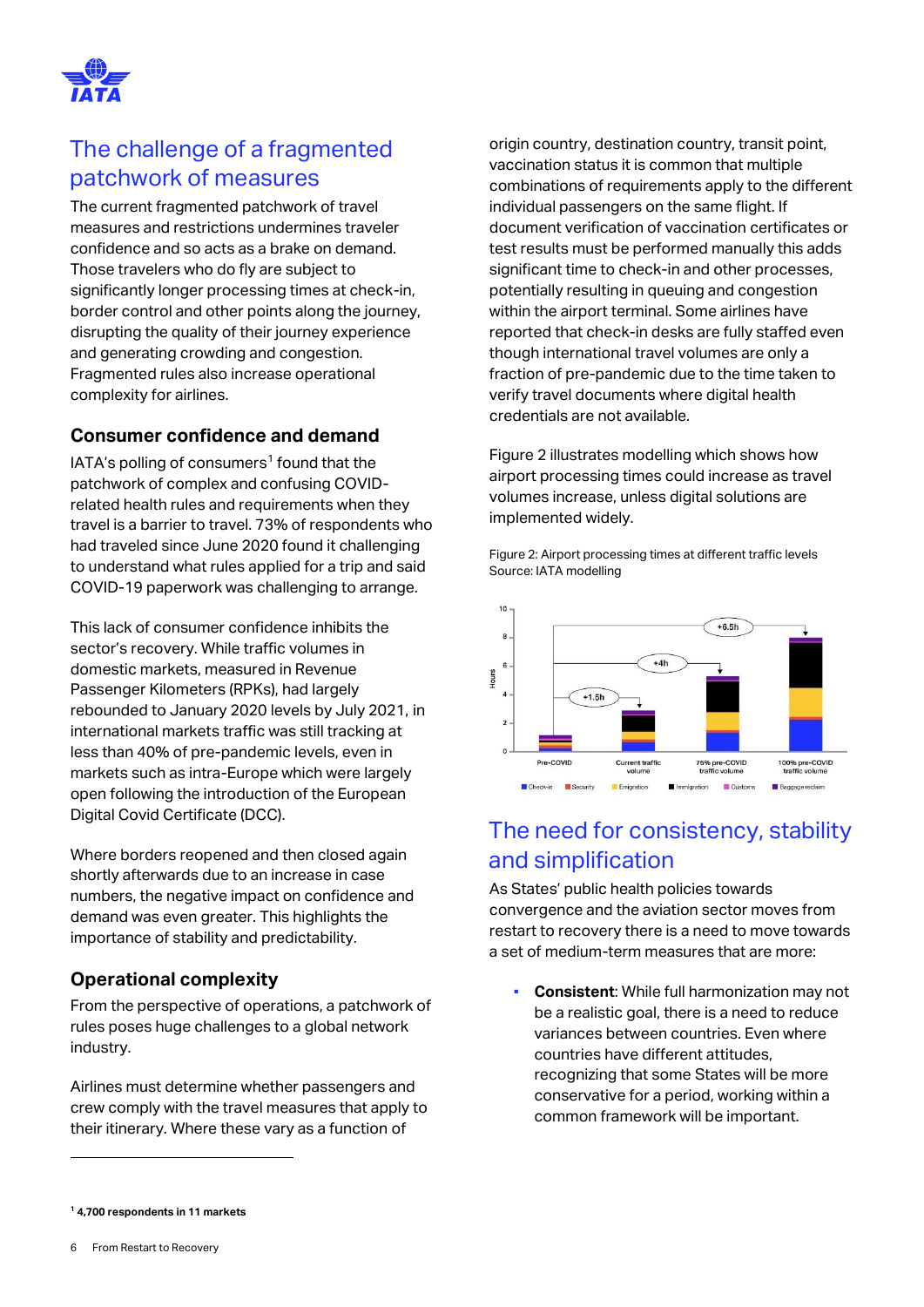## The challenge of a fragmented patchwork of measures

The current fragmented patchwork of travel measures and restrictions undermines traveler confidence and so acts as a brake on demand. Those travelers who do fly are subject to significantly longer processing times at check-in, border control and other points along the journey, disrupting the quality of their journey experience and generating crowding and congestion. Fragmented rules also increase operational complexity for airlines.

### Consumer confidence and demand

IATA's polling of consumers[1] found that the patchwork of complex and confusing COVID-related health rules and requirements when they travel is a barrier to travel. 73% of respondents who had traveled since June 2020 found it challenging to understand what rules applied for a trip and said COVID-19 paperwork was challenging to arrange.

This lack of consumer confidence inhibits the sector's recovery. While traffic volumes in domestic markets, measured in Revenue Passenger Kilometers (RPKs), had largely rebounded to January 2020 levels by July 2021, in international markets traffic was still tracking at less than 40% of pre-pandemic levels, even in markets such as intra-Europe which were largely open following the introduction of the European Digital Covid Certificate (DCC).

Where borders reopened and then closed again shortly afterwards due to an increase in case numbers, the negative impact on confidence and demand was even greater. This highlights the importance of stability and predictability.

### Operational complexity

From the perspective of operations, a patchwork of rules poses huge challenges to a global network industry.

Airlines must determine whether passengers and crew comply with the travel measures that apply to their itinerary. Where these vary as a function of origin country, destination country, transit point, vaccination status it is common that multiple combinations of requirements apply to the different individual passengers on the same flight. If document verification of vaccination certificates or test results must be performed manually this adds significant time to check-in and other processes, potentially resulting in queuing and congestion within the airport terminal. Some airlines have reported that check-in desks are fully staffed even though international travel volumes are only a fraction of pre-pandemic due to the time taken to verify travel documents where digital health credentials are not available.

Figure 2 illustrates modelling which shows how airport processing times could increase as travel volumes increase, unless digital solutions are implemented widely.

Figure 2: Airport processing times at different traffic levels
Source: IATA modelling

## The need for consistency, stability and simplification

As States' public health policies towards convergence and the aviation sector moves from restart to recovery there is a need to move towards a set of medium-term measures that are more:

- **Consistent**: While full harmonization may not be a realistic goal, there is a need to reduce variances between countries. Even where countries have different attitudes, recognizing that some States will be more conservative for a period, working within a common framework will be important.

[1] 4,700 respondents in 11 markets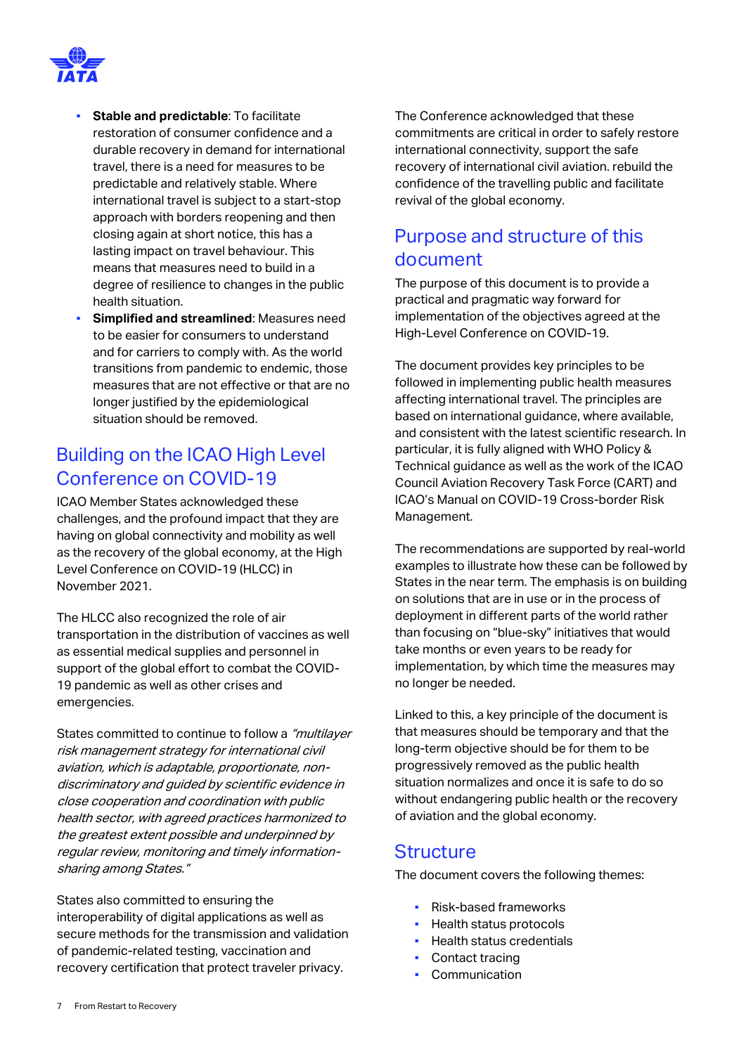- **Stable and predictable**: To facilitate restoration of consumer confidence and a durable recovery in demand for international travel, there is a need for measures to be predictable and relatively stable. Where international travel is subject to a start-stop approach with borders reopening and then closing again at short notice, this has a lasting impact on travel behaviour. This means that measures need to build in a degree of resilience to changes in the public health situation.
- **Simplified and streamlined**: Measures need to be easier for consumers to understand and for carriers to comply with. As the world transitions from pandemic to endemic, those measures that are not effective or that are no longer justified by the epidemiological situation should be removed.

## Building on the ICAO High Level Conference on COVID-19

ICAO Member States acknowledged these challenges, and the profound impact that they are having on global connectivity and mobility as well as the recovery of the global economy, at the High Level Conference on COVID-19 (HLCC) in November 2021.

The HLCC also recognized the role of air transportation in the distribution of vaccines as well as essential medical supplies and personnel in support of the global effort to combat the COVID-19 pandemic as well as other crises and emergencies.

States committed to continue to follow a *"multilayer risk management strategy for international civil aviation, which is adaptable, proportionate, non-discriminatory and guided by scientific evidence in close cooperation and coordination with public health sector, with agreed practices harmonized to the greatest extent possible and underpinned by regular review, monitoring and timely information-sharing among States."*

States also committed to ensuring the interoperability of digital applications as well as secure methods for the transmission and validation of pandemic-related testing, vaccination and recovery certification that protect traveler privacy.

The Conference acknowledged that these commitments are critical in order to safely restore international connectivity, support the safe recovery of international civil aviation. rebuild the confidence of the travelling public and facilitate revival of the global economy.

## Purpose and structure of this document

The purpose of this document is to provide a practical and pragmatic way forward for implementation of the objectives agreed at the High-Level Conference on COVID-19.

The document provides key principles to be followed in implementing public health measures affecting international travel. The principles are based on international guidance, where available, and consistent with the latest scientific research. In particular, it is fully aligned with WHO Policy & Technical guidance as well as the work of the ICAO Council Aviation Recovery Task Force (CART) and ICAO's Manual on COVID-19 Cross-border Risk Management.

The recommendations are supported by real-world examples to illustrate how these can be followed by States in the near term. The emphasis is on building on solutions that are in use or in the process of deployment in different parts of the world rather than focusing on "blue-sky" initiatives that would take months or even years to be ready for implementation, by which time the measures may no longer be needed.

Linked to this, a key principle of the document is that measures should be temporary and that the long-term objective should be for them to be progressively removed as the public health situation normalizes and once it is safe to do so without endangering public health or the recovery of aviation and the global economy.

## Structure

The document covers the following themes:

- Risk-based frameworks
- Health status protocols
- Health status credentials
- Contact tracing
- Communication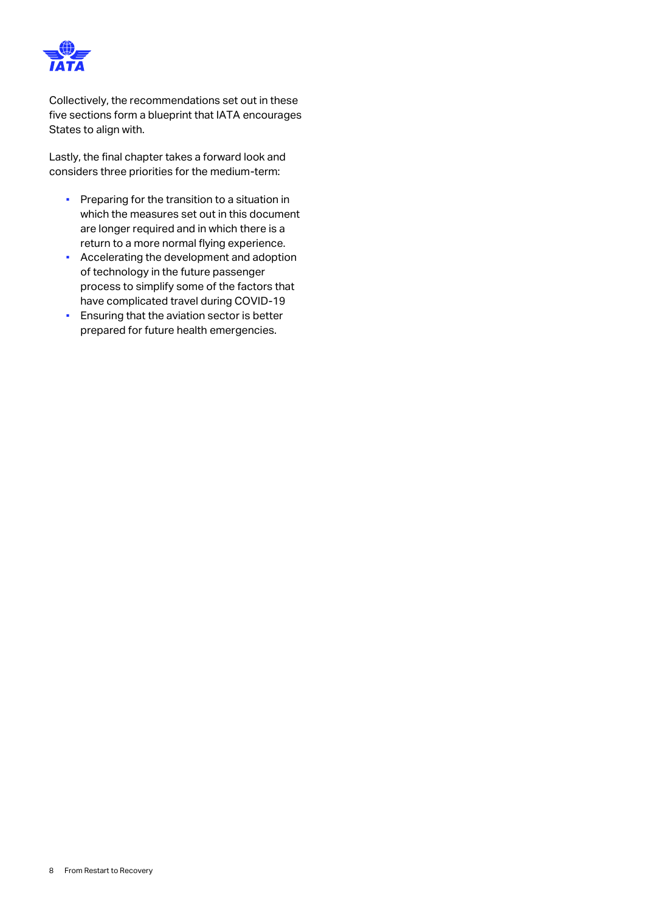Collectively, the recommendations set out in these five sections form a blueprint that IATA encourages States to align with.

Lastly, the final chapter takes a forward look and considers three priorities for the medium-term:

- Preparing for the transition to a situation in which the measures set out in this document are longer required and in which there is a return to a more normal flying experience.
- Accelerating the development and adoption of technology in the future passenger process to simplify some of the factors that have complicated travel during COVID-19
- Ensuring that the aviation sector is better prepared for future health emergencies.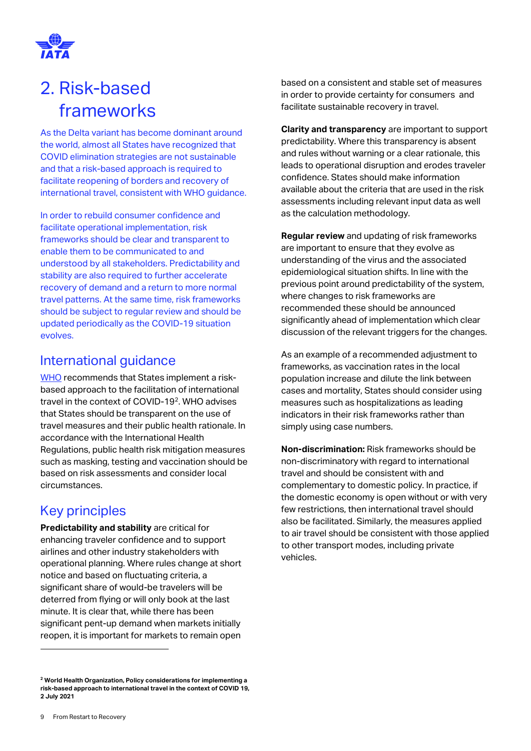# 2. Risk-based frameworks

As the Delta variant has become dominant around the world, almost all States have recognized that COVID elimination strategies are not sustainable and that a risk-based approach is required to facilitate reopening of borders and recovery of international travel, consistent with WHO guidance.

In order to rebuild consumer confidence and facilitate operational implementation, risk frameworks should be clear and transparent to enable them to be communicated to and understood by all stakeholders. Predictability and stability are also required to further accelerate recovery of demand and a return to more normal travel patterns. At the same time, risk frameworks should be subject to regular review and should be updated periodically as the COVID-19 situation evolves.

## International guidance

WHO recommends that States implement a risk-based approach to the facilitation of international travel in the context of COVID-19[2]. WHO advises that States should be transparent on the use of travel measures and their public health rationale. In accordance with the International Health Regulations, public health risk mitigation measures such as masking, testing and vaccination should be based on risk assessments and consider local circumstances.

## Key principles

**Predictability and stability** are critical for enhancing traveler confidence and to support airlines and other industry stakeholders with operational planning. Where rules change at short notice and based on fluctuating criteria, a significant share of would-be travelers will be deterred from flying or will only book at the last minute. It is clear that, while there has been significant pent-up demand when markets initially reopen, it is important for markets to remain open based on a consistent and stable set of measures in order to provide certainty for consumers and facilitate sustainable recovery in travel.

**Clarity and transparency** are important to support predictability. Where this transparency is absent and rules without warning or a clear rationale, this leads to operational disruption and erodes traveler confidence. States should make information available about the criteria that are used in the risk assessments including relevant input data as well as the calculation methodology.

**Regular review** and updating of risk frameworks are important to ensure that they evolve as understanding of the virus and the associated epidemiological situation shifts. In line with the previous point around predictability of the system, where changes to risk frameworks are recommended these should be announced significantly ahead of implementation which clear discussion of the relevant triggers for the changes.

As an example of a recommended adjustment to frameworks, as vaccination rates in the local population increase and dilute the link between cases and mortality, States should consider using measures such as hospitalizations as leading indicators in their risk frameworks rather than simply using case numbers.

**Non-discrimination:** Risk frameworks should be non-discriminatory with regard to international travel and should be consistent with and complementary to domestic policy. In practice, if the domestic economy is open without or with very few restrictions, then international travel should also be facilitated. Similarly, the measures applied to air travel should be consistent with those applied to other transport modes, including private vehicles.

---

[2] **World Health Organization, Policy considerations for implementing a risk-based approach to international travel in the context of COVID 19, 2 July 2021**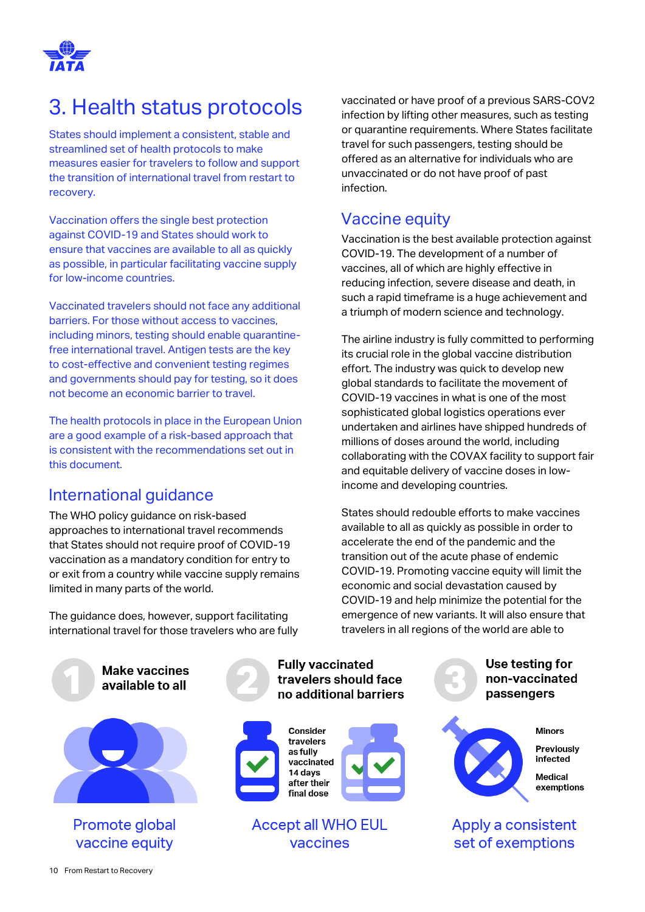# 3. Health status protocols

States should implement a consistent, stable and streamlined set of health protocols to make measures easier for travelers to follow and support the transition of international travel from restart to recovery.

Vaccination offers the single best protection against COVID-19 and States should work to ensure that vaccines are available to all as quickly as possible, in particular facilitating vaccine supply for low-income countries.

Vaccinated travelers should not face any additional barriers. For those without access to vaccines, including minors, testing should enable quarantine-free international travel. Antigen tests are the key to cost-effective and convenient testing regimes and governments should pay for testing, so it does not become an economic barrier to travel.

The health protocols in place in the European Union are a good example of a risk-based approach that is consistent with the recommendations set out in this document.

## International guidance

The WHO policy guidance on risk-based approaches to international travel recommends that States should not require proof of COVID-19 vaccination as a mandatory condition for entry to or exit from a country while vaccine supply remains limited in many parts of the world.

The guidance does, however, support facilitating international travel for those travelers who are fully vaccinated or have proof of a previous SARS-COV2 infection by lifting other measures, such as testing or quarantine requirements. Where States facilitate travel for such passengers, testing should be offered as an alternative for individuals who are unvaccinated or do not have proof of past infection.

## Vaccine equity

Vaccination is the best available protection against COVID-19. The development of a number of vaccines, all of which are highly effective in reducing infection, severe disease and death, in such a rapid timeframe is a huge achievement and a triumph of modern science and technology.

The airline industry is fully committed to performing its crucial role in the global vaccine distribution effort. The industry was quick to develop new global standards to facilitate the movement of COVID-19 vaccines in what is one of the most sophisticated global logistics operations ever undertaken and airlines have shipped hundreds of millions of doses around the world, including collaborating with the COVAX facility to support fair and equitable delivery of vaccine doses in low-income and developing countries.

States should redouble efforts to make vaccines available to all as quickly as possible in order to accelerate the end of the pandemic and the transition out of the acute phase of endemic COVID-19. Promoting vaccine equity will limit the economic and social devastation caused by COVID-19 and help minimize the potential for the emergence of new variants. It will also ensure that travelers in all regions of the world are able to

**1 Make vaccines available to all**

Promote global vaccine equity

**2 Fully vaccinated travelers should face no additional barriers**

Consider travelers as fully vaccinated 14 days after their final dose

Accept all WHO EUL vaccines

**3 Use testing for non-vaccinated passengers**

Minors

Previously infected

Medical exemptions

Apply a consistent set of exemptions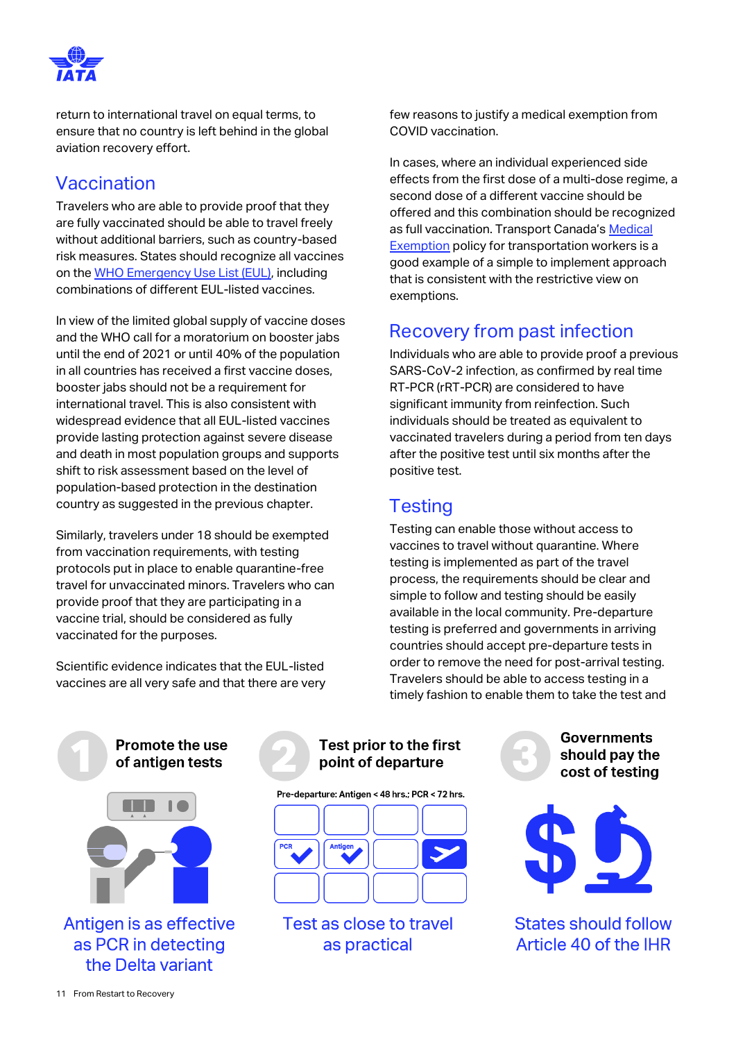return to international travel on equal terms, to ensure that no country is left behind in the global aviation recovery effort.

## Vaccination

Travelers who are able to provide proof that they are fully vaccinated should be able to travel freely without additional barriers, such as country-based risk measures. States should recognize all vaccines on the WHO Emergency Use List (EUL), including combinations of different EUL-listed vaccines.

In view of the limited global supply of vaccine doses and the WHO call for a moratorium on booster jabs until the end of 2021 or until 40% of the population in all countries has received a first vaccine doses, booster jabs should not be a requirement for international travel. This is also consistent with widespread evidence that all EUL-listed vaccines provide lasting protection against severe disease and death in most population groups and supports shift to risk assessment based on the level of population-based protection in the destination country as suggested in the previous chapter.

Similarly, travelers under 18 should be exempted from vaccination requirements, with testing protocols put in place to enable quarantine-free travel for unvaccinated minors. Travelers who can provide proof that they are participating in a vaccine trial, should be considered as fully vaccinated for the purposes.

Scientific evidence indicates that the EUL-listed vaccines are all very safe and that there are very few reasons to justify a medical exemption from COVID vaccination.

In cases, where an individual experienced side effects from the first dose of a multi-dose regime, a second dose of a different vaccine should be offered and this combination should be recognized as full vaccination. Transport Canada's Medical Exemption policy for transportation workers is a good example of a simple to implement approach that is consistent with the restrictive view on exemptions.

## Recovery from past infection

Individuals who are able to provide proof a previous SARS-CoV-2 infection, as confirmed by real time RT-PCR (rRT-PCR) are considered to have significant immunity from reinfection. Such individuals should be treated as equivalent to vaccinated travelers during a period from ten days after the positive test until six months after the positive test.

## Testing

Testing can enable those without access to vaccines to travel without quarantine. Where testing is implemented as part of the travel process, the requirements should be clear and simple to follow and testing should be easily available in the local community. Pre-departure testing is preferred and governments in arriving countries should accept pre-departure tests in order to remove the need for post-arrival testing. Travelers should be able to access testing in a timely fashion to enable them to take the test and

**1 Promote the use of antigen tests**

Antigen is as effective as PCR in detecting the Delta variant

**2 Test prior to the first point of departure**

Pre-departure: Antigen < 48 hrs.; PCR < 72 hrs.

Test as close to travel as practical

**3 Governments should pay the cost of testing**

States should follow Article 40 of the IHR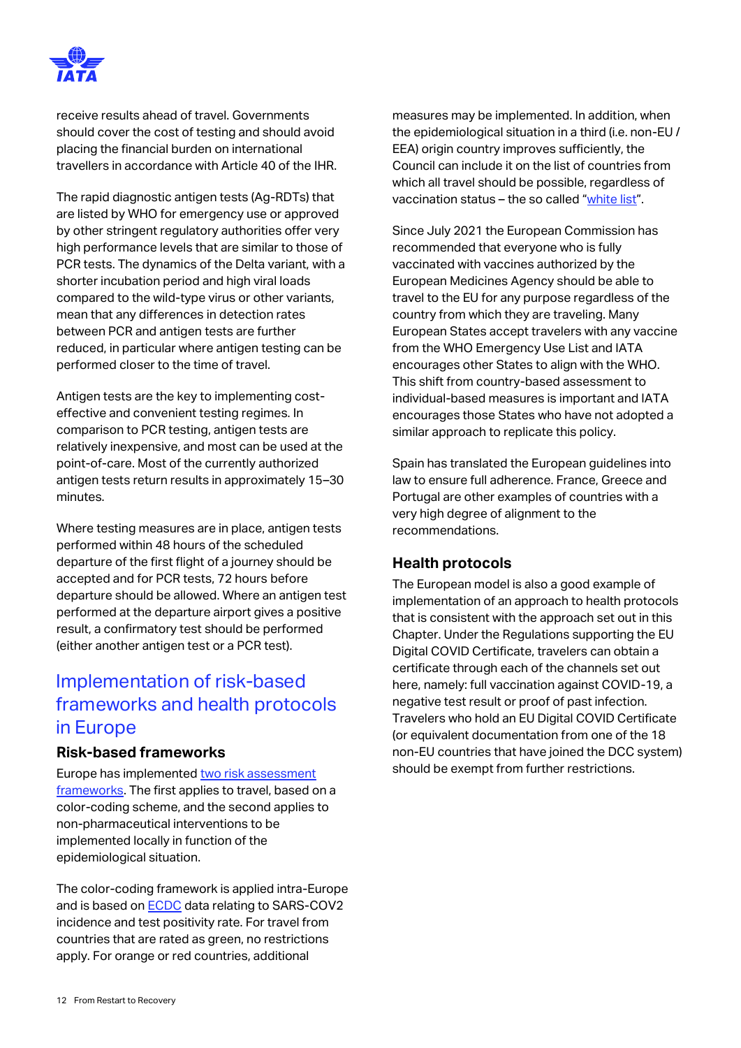receive results ahead of travel. Governments should cover the cost of testing and should avoid placing the financial burden on international travellers in accordance with Article 40 of the IHR.

The rapid diagnostic antigen tests (Ag-RDTs) that are listed by WHO for emergency use or approved by other stringent regulatory authorities offer very high performance levels that are similar to those of PCR tests. The dynamics of the Delta variant, with a shorter incubation period and high viral loads compared to the wild-type virus or other variants, mean that any differences in detection rates between PCR and antigen tests are further reduced, in particular where antigen testing can be performed closer to the time of travel.

Antigen tests are the key to implementing cost-effective and convenient testing regimes. In comparison to PCR testing, antigen tests are relatively inexpensive, and most can be used at the point-of-care. Most of the currently authorized antigen tests return results in approximately 15–30 minutes.

Where testing measures are in place, antigen tests performed within 48 hours of the scheduled departure of the first flight of a journey should be accepted and for PCR tests, 72 hours before departure should be allowed. Where an antigen test performed at the departure airport gives a positive result, a confirmatory test should be performed (either another antigen test or a PCR test).

## Implementation of risk-based frameworks and health protocols in Europe

### Risk-based frameworks

Europe has implemented two risk assessment frameworks. The first applies to travel, based on a color-coding scheme, and the second applies to non-pharmaceutical interventions to be implemented locally in function of the epidemiological situation.

The color-coding framework is applied intra-Europe and is based on ECDC data relating to SARS-COV2 incidence and test positivity rate. For travel from countries that are rated as green, no restrictions apply. For orange or red countries, additional measures may be implemented. In addition, when the epidemiological situation in a third (i.e. non-EU / EEA) origin country improves sufficiently, the Council can include it on the list of countries from which all travel should be possible, regardless of vaccination status – the so called "white list".

Since July 2021 the European Commission has recommended that everyone who is fully vaccinated with vaccines authorized by the European Medicines Agency should be able to travel to the EU for any purpose regardless of the country from which they are traveling. Many European States accept travelers with any vaccine from the WHO Emergency Use List and IATA encourages other States to align with the WHO. This shift from country-based assessment to individual-based measures is important and IATA encourages those States who have not adopted a similar approach to replicate this policy.

Spain has translated the European guidelines into law to ensure full adherence. France, Greece and Portugal are other examples of countries with a very high degree of alignment to the recommendations.

### Health protocols

The European model is also a good example of implementation of an approach to health protocols that is consistent with the approach set out in this Chapter. Under the Regulations supporting the EU Digital COVID Certificate, travelers can obtain a certificate through each of the channels set out here, namely: full vaccination against COVID-19, a negative test result or proof of past infection. Travelers who hold an EU Digital COVID Certificate (or equivalent documentation from one of the 18 non-EU countries that have joined the DCC system) should be exempt from further restrictions.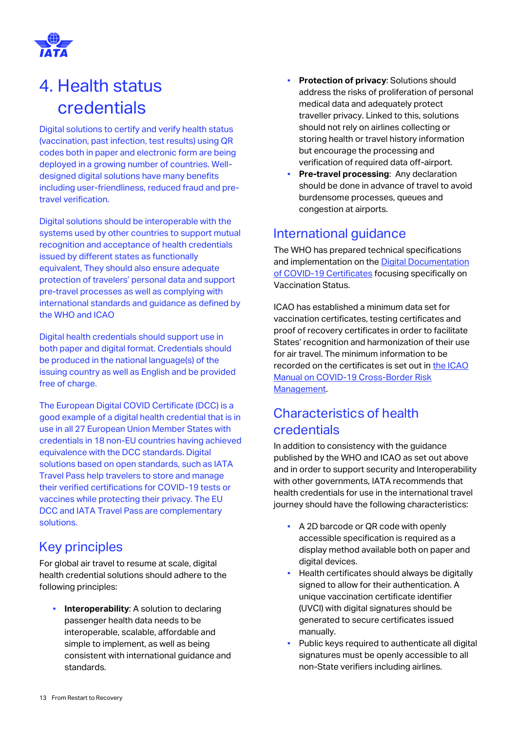# 4. Health status credentials

Digital solutions to certify and verify health status (vaccination, past infection, test results) using QR codes both in paper and electronic form are being deployed in a growing number of countries. Well-designed digital solutions have many benefits including user-friendliness, reduced fraud and pre-travel verification.

Digital solutions should be interoperable with the systems used by other countries to support mutual recognition and acceptance of health credentials issued by different states as functionally equivalent, They should also ensure adequate protection of travelers' personal data and support pre-travel processes as well as complying with international standards and guidance as defined by the WHO and ICAO

Digital health credentials should support use in both paper and digital format. Credentials should be produced in the national language(s) of the issuing country as well as English and be provided free of charge.

The European Digital COVID Certificate (DCC) is a good example of a digital health credential that is in use in all 27 European Union Member States with credentials in 18 non-EU countries having achieved equivalence with the DCC standards. Digital solutions based on open standards, such as IATA Travel Pass help travelers to store and manage their verified certifications for COVID-19 tests or vaccines while protecting their privacy. The EU DCC and IATA Travel Pass are complementary solutions.

## Key principles

For global air travel to resume at scale, digital health credential solutions should adhere to the following principles:

- **Interoperability**: A solution to declaring passenger health data needs to be interoperable, scalable, affordable and simple to implement, as well as being consistent with international guidance and standards.
- **Protection of privacy**: Solutions should address the risks of proliferation of personal medical data and adequately protect traveller privacy. Linked to this, solutions should not rely on airlines collecting or storing health or travel history information but encourage the processing and verification of required data off-airport.
- **Pre-travel processing**: Any declaration should be done in advance of travel to avoid burdensome processes, queues and congestion at airports.

## International guidance

The WHO has prepared technical specifications and implementation on the Digital Documentation of COVID-19 Certificates focusing specifically on Vaccination Status.

ICAO has established a minimum data set for vaccination certificates, testing certificates and proof of recovery certificates in order to facilitate States' recognition and harmonization of their use for air travel. The minimum information to be recorded on the certificates is set out in the ICAO Manual on COVID-19 Cross-Border Risk Management.

## Characteristics of health credentials

In addition to consistency with the guidance published by the WHO and ICAO as set out above and in order to support security and Interoperability with other governments, IATA recommends that health credentials for use in the international travel journey should have the following characteristics:

- A 2D barcode or QR code with openly accessible specification is required as a display method available both on paper and digital devices.
- Health certificates should always be digitally signed to allow for their authentication. A unique vaccination certificate identifier (UVCI) with digital signatures should be generated to secure certificates issued manually.
- Public keys required to authenticate all digital signatures must be openly accessible to all non-State verifiers including airlines.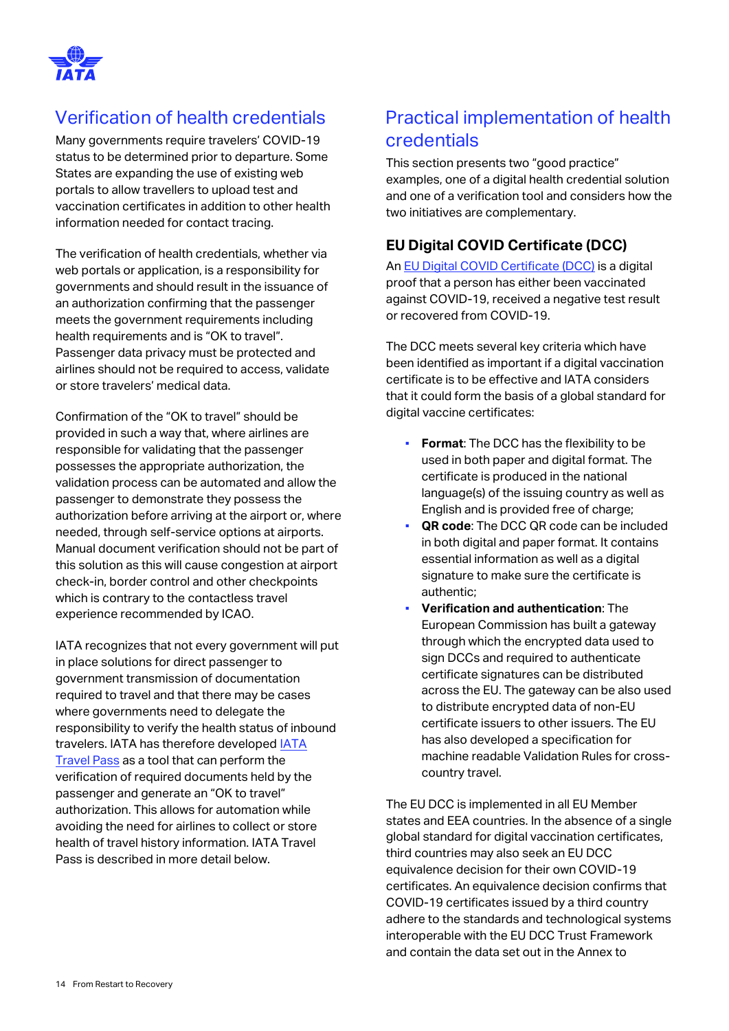## Verification of health credentials

Many governments require travelers' COVID-19 status to be determined prior to departure. Some States are expanding the use of existing web portals to allow travellers to upload test and vaccination certificates in addition to other health information needed for contact tracing.

The verification of health credentials, whether via web portals or application, is a responsibility for governments and should result in the issuance of an authorization confirming that the passenger meets the government requirements including health requirements and is "OK to travel". Passenger data privacy must be protected and airlines should not be required to access, validate or store travelers' medical data.

Confirmation of the "OK to travel" should be provided in such a way that, where airlines are responsible for validating that the passenger possesses the appropriate authorization, the validation process can be automated and allow the passenger to demonstrate they possess the authorization before arriving at the airport or, where needed, through self-service options at airports. Manual document verification should not be part of this solution as this will cause congestion at airport check-in, border control and other checkpoints which is contrary to the contactless travel experience recommended by ICAO.

IATA recognizes that not every government will put in place solutions for direct passenger to government transmission of documentation required to travel and that there may be cases where governments need to delegate the responsibility to verify the health status of inbound travelers. IATA has therefore developed IATA Travel Pass as a tool that can perform the verification of required documents held by the passenger and generate an "OK to travel" authorization. This allows for automation while avoiding the need for airlines to collect or store health of travel history information. IATA Travel Pass is described in more detail below.

## Practical implementation of health credentials

This section presents two "good practice" examples, one of a digital health credential solution and one of a verification tool and considers how the two initiatives are complementary.

### EU Digital COVID Certificate (DCC)

An EU Digital COVID Certificate (DCC) is a digital proof that a person has either been vaccinated against COVID-19, received a negative test result or recovered from COVID-19.

The DCC meets several key criteria which have been identified as important if a digital vaccination certificate is to be effective and IATA considers that it could form the basis of a global standard for digital vaccine certificates:

- **Format**: The DCC has the flexibility to be used in both paper and digital format. The certificate is produced in the national language(s) of the issuing country as well as English and is provided free of charge;
- **QR code**: The DCC QR code can be included in both digital and paper format. It contains essential information as well as a digital signature to make sure the certificate is authentic;
- **Verification and authentication**: The European Commission has built a gateway through which the encrypted data used to sign DCCs and required to authenticate certificate signatures can be distributed across the EU. The gateway can be also used to distribute encrypted data of non-EU certificate issuers to other issuers. The EU has also developed a specification for machine readable Validation Rules for cross-country travel.

The EU DCC is implemented in all EU Member states and EEA countries. In the absence of a single global standard for digital vaccination certificates, third countries may also seek an EU DCC equivalence decision for their own COVID-19 certificates. An equivalence decision confirms that COVID-19 certificates issued by a third country adhere to the standards and technological systems interoperable with the EU DCC Trust Framework and contain the data set out in the Annex to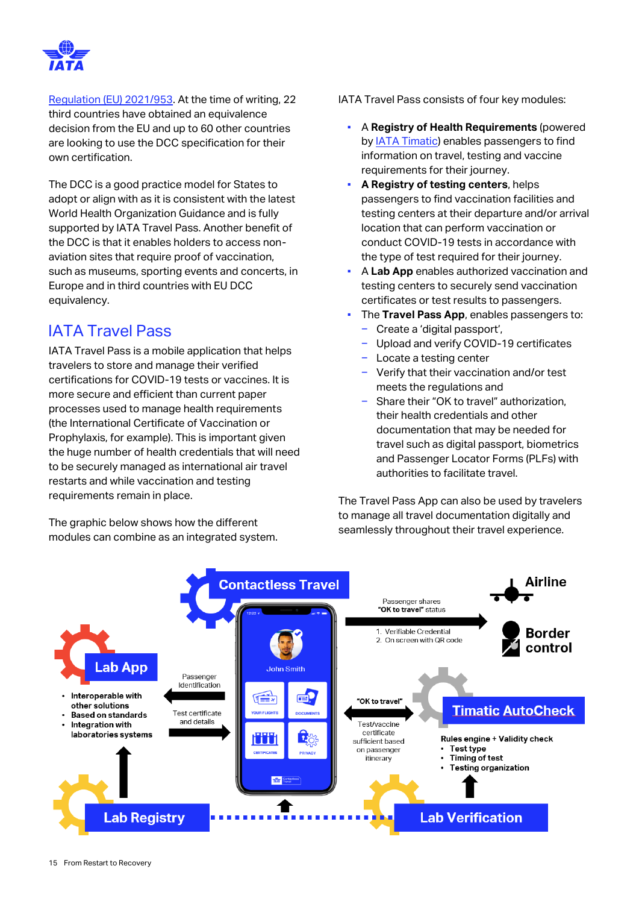[Regulation (EU) 2021/953](). At the time of writing, 22 third countries have obtained an equivalence decision from the EU and up to 60 other countries are looking to use the DCC specification for their own certification.

The DCC is a good practice model for States to adopt or align with as it is consistent with the latest World Health Organization Guidance and is fully supported by IATA Travel Pass. Another benefit of the DCC is that it enables holders to access non-aviation sites that require proof of vaccination, such as museums, sporting events and concerts, in Europe and in third countries with EU DCC equivalency.

## IATA Travel Pass

IATA Travel Pass is a mobile application that helps travelers to store and manage their verified certifications for COVID-19 tests or vaccines. It is more secure and efficient than current paper processes used to manage health requirements (the International Certificate of Vaccination or Prophylaxis, for example). This is important given the huge number of health credentials that will need to be securely managed as international air travel restarts and while vaccination and testing requirements remain in place.

The graphic below shows how the different modules can combine as an integrated system.

IATA Travel Pass consists of four key modules:

- A **Registry of Health Requirements** (powered by IATA Timatic) enables passengers to find information on travel, testing and vaccine requirements for their journey.
- **A Registry of testing centers**, helps passengers to find vaccination facilities and testing centers at their departure and/or arrival location that can perform vaccination or conduct COVID-19 tests in accordance with the type of test required for their journey.
- A **Lab App** enables authorized vaccination and testing centers to securely send vaccination certificates or test results to passengers.
- The **Travel Pass App**, enables passengers to:
  - Create a 'digital passport',
  - Upload and verify COVID-19 certificates
  - Locate a testing center
  - Verify that their vaccination and/or test meets the regulations and
  - Share their "OK to travel" authorization, their health credentials and other documentation that may be needed for travel such as digital passport, biometrics and Passenger Locator Forms (PLFs) with authorities to facilitate travel.

The Travel Pass App can also be used by travelers to manage all travel documentation digitally and seamlessly throughout their travel experience.

Contactless Travel

Lab App
- Interoperable with other solutions
- Based on standards
- Integration with laboratories systems

Passenger Identification

Test certificate and details

John Smith

YOUR FLIGHTS | DOCUMENTS | CERTIFICATES | PRIVACY

Passenger shares "OK to travel" status
1. Verifiable Credential
2. On screen with QR code

Airline

Border control

"OK to travel"

Test/vaccine certificate sufficient based on passenger itinerary

Timatic AutoCheck

Rules engine + Validity check
- Test type
- Timing of test
- Testing organization

Lab Registry

Lab Verification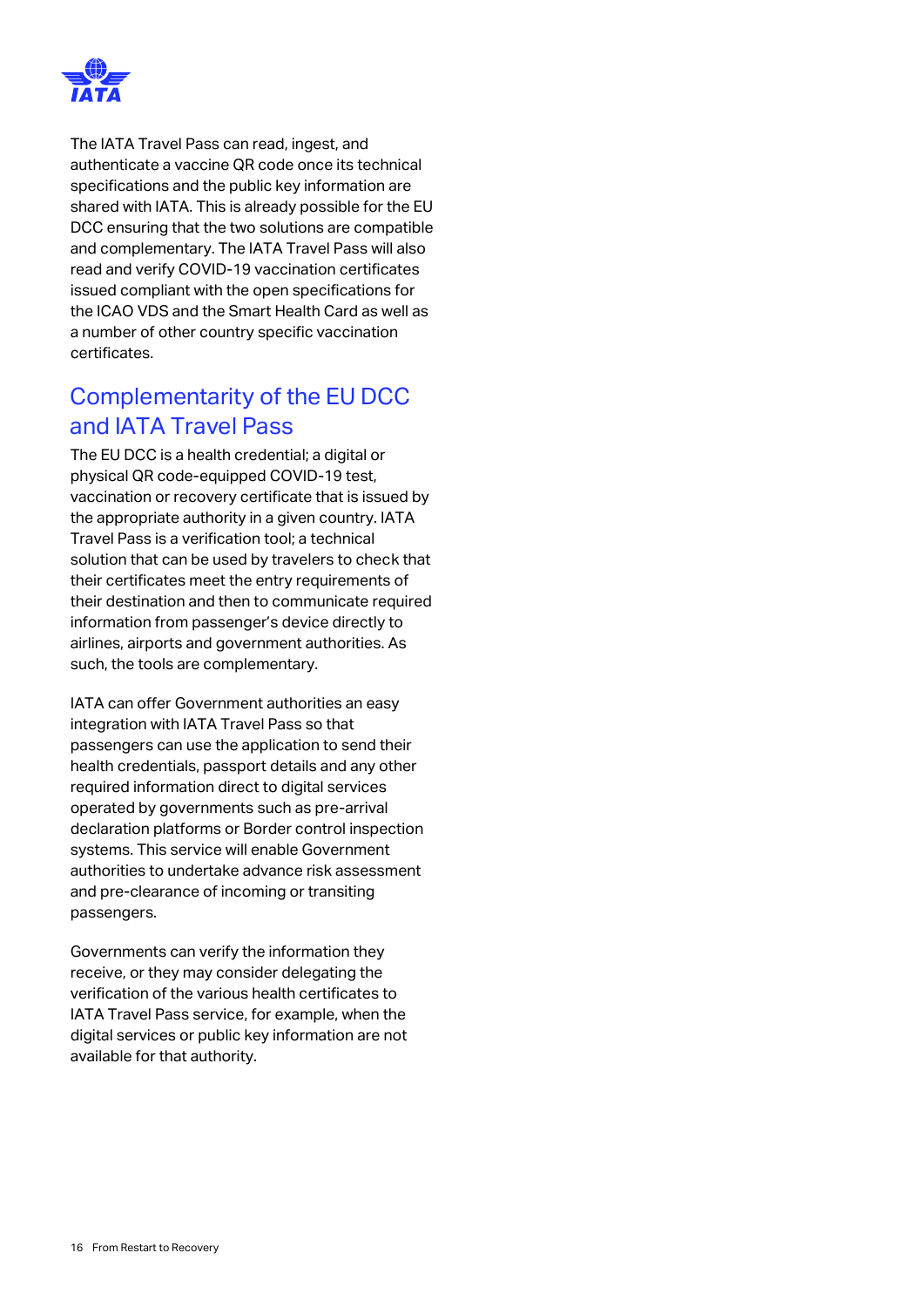The IATA Travel Pass can read, ingest, and authenticate a vaccine QR code once its technical specifications and the public key information are shared with IATA. This is already possible for the EU DCC ensuring that the two solutions are compatible and complementary. The IATA Travel Pass will also read and verify COVID-19 vaccination certificates issued compliant with the open specifications for the ICAO VDS and the Smart Health Card as well as a number of other country specific vaccination certificates.

## Complementarity of the EU DCC and IATA Travel Pass

The EU DCC is a health credential; a digital or physical QR code-equipped COVID-19 test, vaccination or recovery certificate that is issued by the appropriate authority in a given country. IATA Travel Pass is a verification tool; a technical solution that can be used by travelers to check that their certificates meet the entry requirements of their destination and then to communicate required information from passenger's device directly to airlines, airports and government authorities. As such, the tools are complementary.

IATA can offer Government authorities an easy integration with IATA Travel Pass so that passengers can use the application to send their health credentials, passport details and any other required information direct to digital services operated by governments such as pre-arrival declaration platforms or Border control inspection systems. This service will enable Government authorities to undertake advance risk assessment and pre-clearance of incoming or transiting passengers.

Governments can verify the information they receive, or they may consider delegating the verification of the various health certificates to IATA Travel Pass service, for example, when the digital services or public key information are not available for that authority.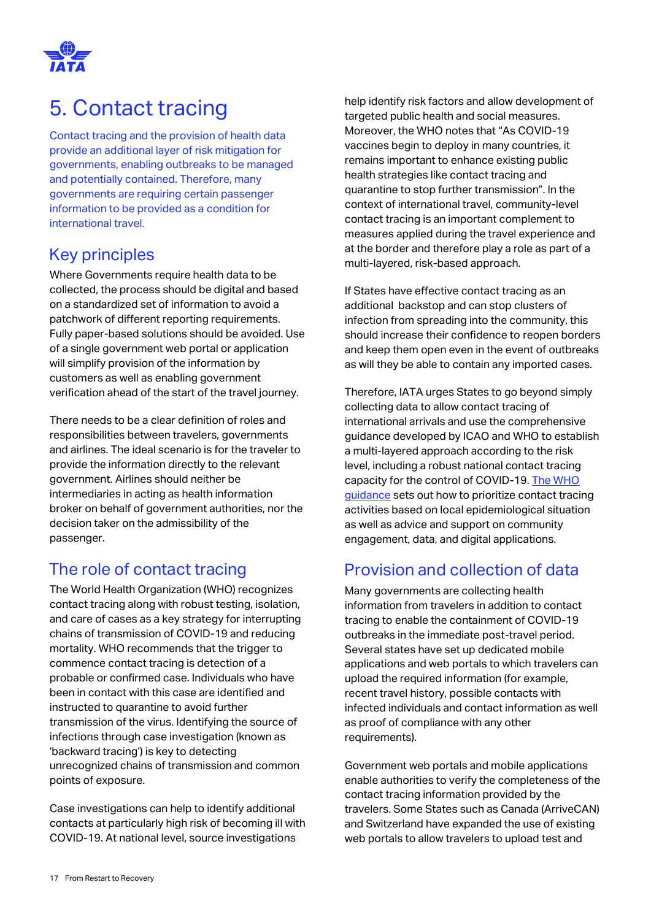# 5. Contact tracing

Contact tracing and the provision of health data provide an additional layer of risk mitigation for governments, enabling outbreaks to be managed and potentially contained. Therefore, many governments are requiring certain passenger information to be provided as a condition for international travel.

## Key principles

Where Governments require health data to be collected, the process should be digital and based on a standardized set of information to avoid a patchwork of different reporting requirements. Fully paper-based solutions should be avoided. Use of a single government web portal or application will simplify provision of the information by customers as well as enabling government verification ahead of the start of the travel journey.

There needs to be a clear definition of roles and responsibilities between travelers, governments and airlines. The ideal scenario is for the traveler to provide the information directly to the relevant government. Airlines should neither be intermediaries in acting as health information broker on behalf of government authorities, nor the decision taker on the admissibility of the passenger.

## The role of contact tracing

The World Health Organization (WHO) recognizes contact tracing along with robust testing, isolation, and care of cases as a key strategy for interrupting chains of transmission of COVID-19 and reducing mortality. WHO recommends that the trigger to commence contact tracing is detection of a probable or confirmed case. Individuals who have been in contact with this case are identified and instructed to quarantine to avoid further transmission of the virus. Identifying the source of infections through case investigation (known as 'backward tracing') is key to detecting unrecognized chains of transmission and common points of exposure.

Case investigations can help to identify additional contacts at particularly high risk of becoming ill with COVID-19. At national level, source investigations help identify risk factors and allow development of targeted public health and social measures. Moreover, the WHO notes that "As COVID-19 vaccines begin to deploy in many countries, it remains important to enhance existing public health strategies like contact tracing and quarantine to stop further transmission". In the context of international travel, community-level contact tracing is an important complement to measures applied during the travel experience and at the border and therefore play a role as part of a multi-layered, risk-based approach.

If States have effective contact tracing as an additional backstop and can stop clusters of infection from spreading into the community, this should increase their confidence to reopen borders and keep them open even in the event of outbreaks as will they be able to contain any imported cases.

Therefore, IATA urges States to go beyond simply collecting data to allow contact tracing of international arrivals and use the comprehensive guidance developed by ICAO and WHO to establish a multi-layered approach according to the risk level, including a robust national contact tracing capacity for the control of COVID-19. The WHO guidance sets out how to prioritize contact tracing activities based on local epidemiological situation as well as advice and support on community engagement, data, and digital applications.

## Provision and collection of data

Many governments are collecting health information from travelers in addition to contact tracing to enable the containment of COVID-19 outbreaks in the immediate post-travel period. Several states have set up dedicated mobile applications and web portals to which travelers can upload the required information (for example, recent travel history, possible contacts with infected individuals and contact information as well as proof of compliance with any other requirements).

Government web portals and mobile applications enable authorities to verify the completeness of the contact tracing information provided by the travelers. Some States such as Canada (ArriveCAN) and Switzerland have expanded the use of existing web portals to allow travelers to upload test and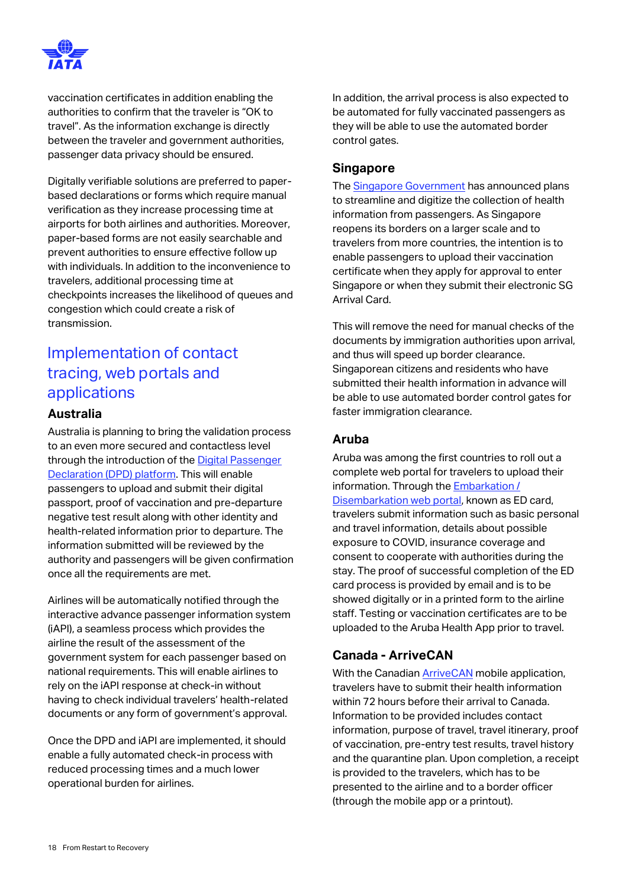vaccination certificates in addition enabling the authorities to confirm that the traveler is "OK to travel". As the information exchange is directly between the traveler and government authorities, passenger data privacy should be ensured.

Digitally verifiable solutions are preferred to paper-based declarations or forms which require manual verification as they increase processing time at airports for both airlines and authorities. Moreover, paper-based forms are not easily searchable and prevent authorities to ensure effective follow up with individuals. In addition to the inconvenience to travelers, additional processing time at checkpoints increases the likelihood of queues and congestion which could create a risk of transmission.

## Implementation of contact tracing, web portals and applications

### Australia

Australia is planning to bring the validation process to an even more secured and contactless level through the introduction of the Digital Passenger Declaration (DPD) platform. This will enable passengers to upload and submit their digital passport, proof of vaccination and pre-departure negative test result along with other identity and health-related information prior to departure. The information submitted will be reviewed by the authority and passengers will be given confirmation once all the requirements are met.

Airlines will be automatically notified through the interactive advance passenger information system (iAPI), a seamless process which provides the airline the result of the assessment of the government system for each passenger based on national requirements. This will enable airlines to rely on the iAPI response at check-in without having to check individual travelers' health-related documents or any form of government's approval.

Once the DPD and iAPI are implemented, it should enable a fully automated check-in process with reduced processing times and a much lower operational burden for airlines.

In addition, the arrival process is also expected to be automated for fully vaccinated passengers as they will be able to use the automated border control gates.

### Singapore

The Singapore Government has announced plans to streamline and digitize the collection of health information from passengers. As Singapore reopens its borders on a larger scale and to travelers from more countries, the intention is to enable passengers to upload their vaccination certificate when they apply for approval to enter Singapore or when they submit their electronic SG Arrival Card.

This will remove the need for manual checks of the documents by immigration authorities upon arrival, and thus will speed up border clearance. Singaporean citizens and residents who have submitted their health information in advance will be able to use automated border control gates for faster immigration clearance.

### Aruba

Aruba was among the first countries to roll out a complete web portal for travelers to upload their information. Through the Embarkation / Disembarkation web portal, known as ED card, travelers submit information such as basic personal and travel information, details about possible exposure to COVID, insurance coverage and consent to cooperate with authorities during the stay. The proof of successful completion of the ED card process is provided by email and is to be showed digitally or in a printed form to the airline staff. Testing or vaccination certificates are to be uploaded to the Aruba Health App prior to travel.

### Canada - ArriveCAN

With the Canadian ArriveCAN mobile application, travelers have to submit their health information within 72 hours before their arrival to Canada. Information to be provided includes contact information, purpose of travel, travel itinerary, proof of vaccination, pre-entry test results, travel history and the quarantine plan. Upon completion, a receipt is provided to the travelers, which has to be presented to the airline and to a border officer (through the mobile app or a printout).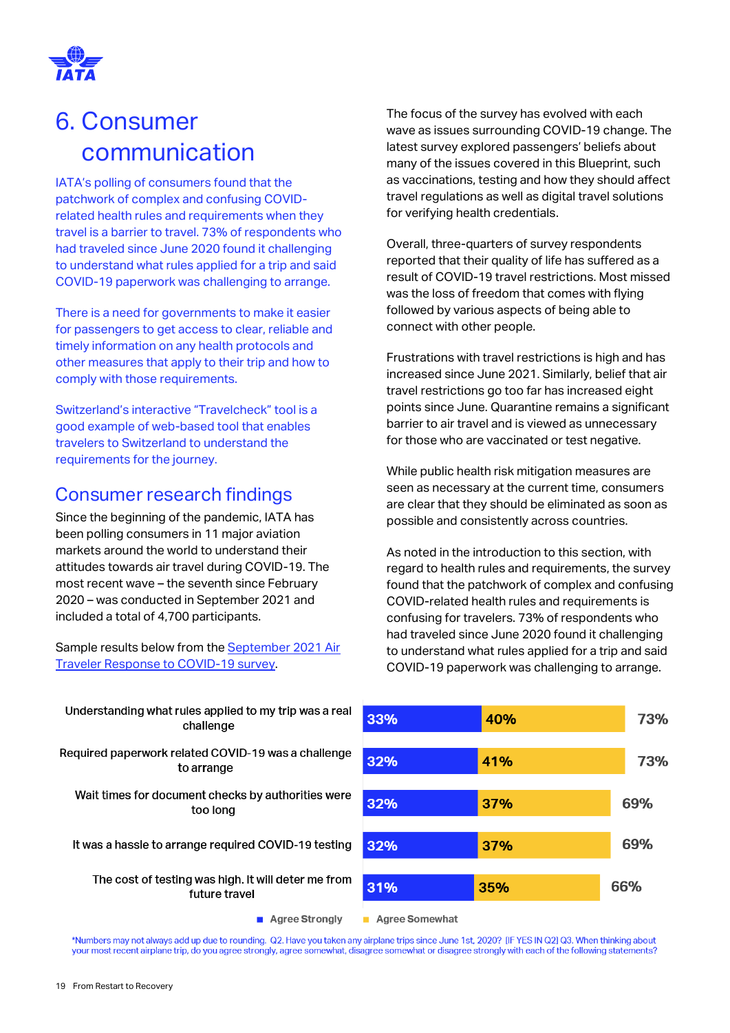# 6. Consumer communication

IATA's polling of consumers found that the patchwork of complex and confusing COVID-related health rules and requirements when they travel is a barrier to travel. 73% of respondents who had traveled since June 2020 found it challenging to understand what rules applied for a trip and said COVID-19 paperwork was challenging to arrange.

There is a need for governments to make it easier for passengers to get access to clear, reliable and timely information on any health protocols and other measures that apply to their trip and how to comply with those requirements.

Switzerland's interactive "Travelcheck" tool is a good example of web-based tool that enables travelers to Switzerland to understand the requirements for the journey.

## Consumer research findings

Since the beginning of the pandemic, IATA has been polling consumers in 11 major aviation markets around the world to understand their attitudes towards air travel during COVID-19. The most recent wave – the seventh since February 2020 – was conducted in September 2021 and included a total of 4,700 participants.

Sample results below from the September 2021 Air Traveler Response to COVID-19 survey.

The focus of the survey has evolved with each wave as issues surrounding COVID-19 change. The latest survey explored passengers' beliefs about many of the issues covered in this Blueprint, such as vaccinations, testing and how they should affect travel regulations as well as digital travel solutions for verifying health credentials.

Overall, three-quarters of survey respondents reported that their quality of life has suffered as a result of COVID-19 travel restrictions. Most missed was the loss of freedom that comes with flying followed by various aspects of being able to connect with other people.

Frustrations with travel restrictions is high and has increased since June 2021. Similarly, belief that air travel restrictions go too far has increased eight points since June. Quarantine remains a significant barrier to air travel and is viewed as unnecessary for those who are vaccinated or test negative.

While public health risk mitigation measures are seen as necessary at the current time, consumers are clear that they should be eliminated as soon as possible and consistently across countries.

As noted in the introduction to this section, with regard to health rules and requirements, the survey found that the patchwork of complex and confusing COVID-related health rules and requirements is confusing for travelers. 73% of respondents who had traveled since June 2020 found it challenging to understand what rules applied for a trip and said COVID-19 paperwork was challenging to arrange.

| Statement | Agree Strongly | Agree Somewhat | Total |
|---|---|---|---|
| Understanding what rules applied to my trip was a real challenge | 33% | 40% | 73% |
| Required paperwork related COVID-19 was a challenge to arrange | 32% | 41% | 73% |
| Wait times for document checks by authorities were too long | 32% | 37% | 69% |
| It was a hassle to arrange required COVID-19 testing | 32% | 37% | 69% |
| The cost of testing was high. It will deter me from future travel | 31% | 35% | 66% |

*Numbers may not always add up due to rounding. Q2. Have you taken any airplane trips since June 1st, 2020? [IF YES IN Q2] Q3. When thinking about your most recent airplane trip, do you agree strongly, agree somewhat, disagree somewhat or disagree strongly with each of the following statements?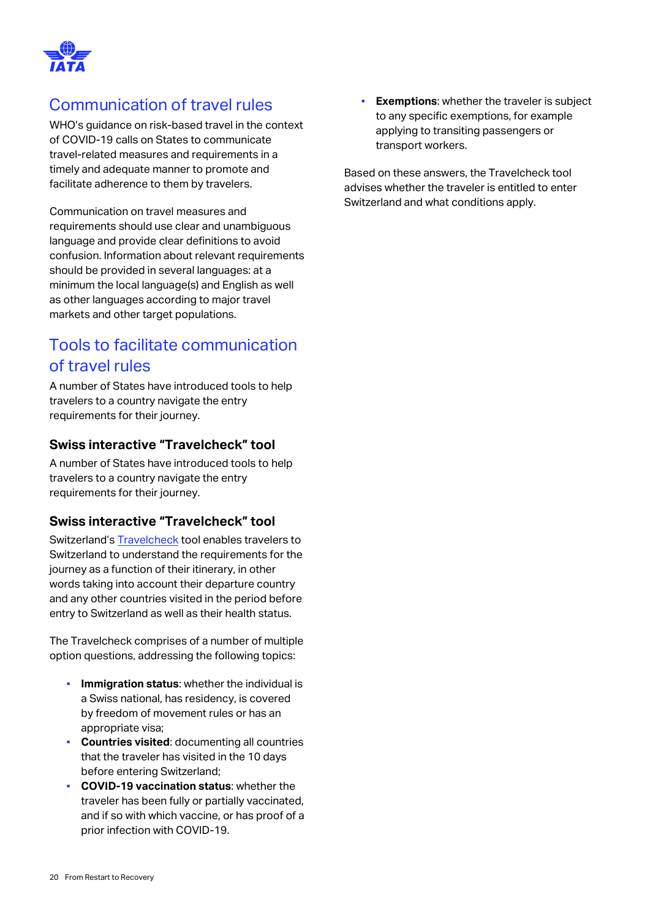## Communication of travel rules

WHO's guidance on risk-based travel in the context of COVID-19 calls on States to communicate travel-related measures and requirements in a timely and adequate manner to promote and facilitate adherence to them by travelers.

Communication on travel measures and requirements should use clear and unambiguous language and provide clear definitions to avoid confusion. Information about relevant requirements should be provided in several languages: at a minimum the local language(s) and English as well as other languages according to major travel markets and other target populations.

## Tools to facilitate communication of travel rules

A number of States have introduced tools to help travelers to a country navigate the entry requirements for their journey.

### Swiss interactive "Travelcheck" tool

A number of States have introduced tools to help travelers to a country navigate the entry requirements for their journey.

### Swiss interactive "Travelcheck" tool

Switzerland's Travelcheck tool enables travelers to Switzerland to understand the requirements for the journey as a function of their itinerary, in other words taking into account their departure country and any other countries visited in the period before entry to Switzerland as well as their health status.

The Travelcheck comprises of a number of multiple option questions, addressing the following topics:

- **Immigration status**: whether the individual is a Swiss national, has residency, is covered by freedom of movement rules or has an appropriate visa;
- **Countries visited**: documenting all countries that the traveler has visited in the 10 days before entering Switzerland;
- **COVID-19 vaccination status**: whether the traveler has been fully or partially vaccinated, and if so with which vaccine, or has proof of a prior infection with COVID-19.
- **Exemptions**: whether the traveler is subject to any specific exemptions, for example applying to transiting passengers or transport workers.

Based on these answers, the Travelcheck tool advises whether the traveler is entitled to enter Switzerland and what conditions apply.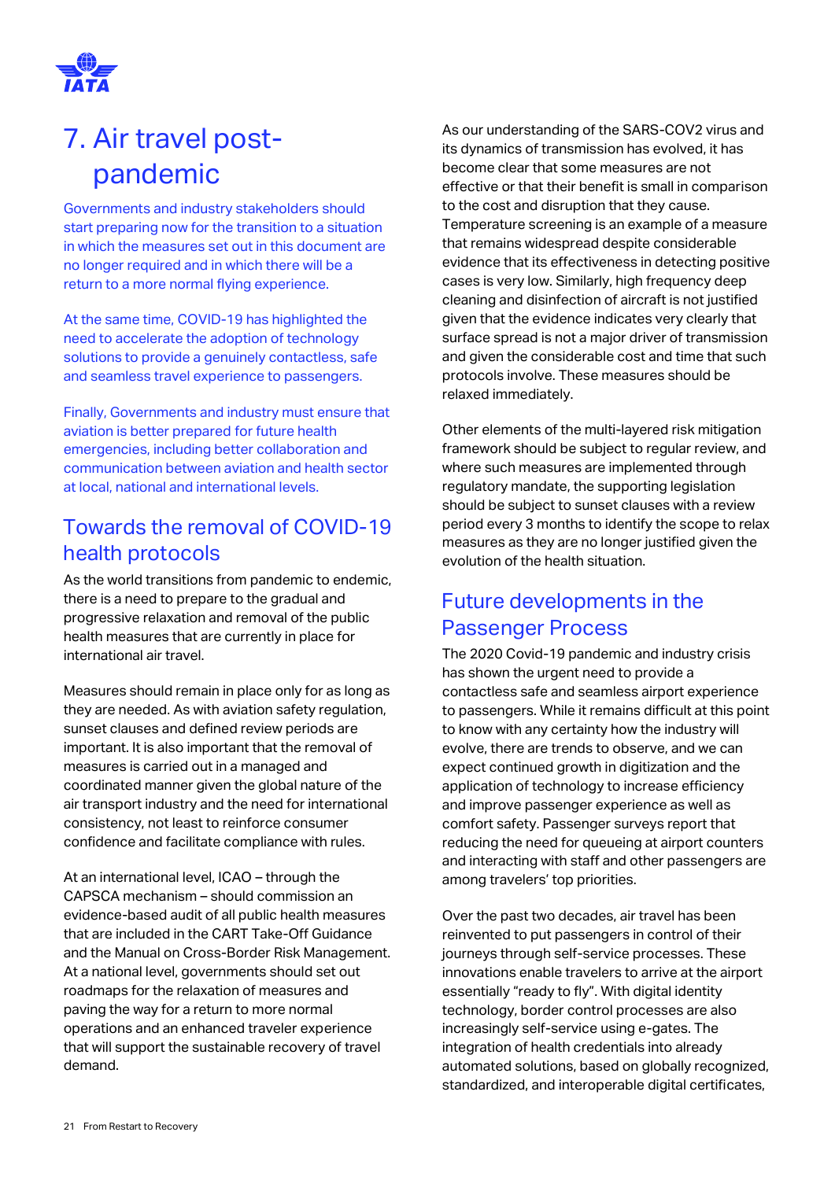# 7. Air travel post-pandemic

Governments and industry stakeholders should start preparing now for the transition to a situation in which the measures set out in this document are no longer required and in which there will be a return to a more normal flying experience.

At the same time, COVID-19 has highlighted the need to accelerate the adoption of technology solutions to provide a genuinely contactless, safe and seamless travel experience to passengers.

Finally, Governments and industry must ensure that aviation is better prepared for future health emergencies, including better collaboration and communication between aviation and health sector at local, national and international levels.

## Towards the removal of COVID-19 health protocols

As the world transitions from pandemic to endemic, there is a need to prepare to the gradual and progressive relaxation and removal of the public health measures that are currently in place for international air travel.

Measures should remain in place only for as long as they are needed. As with aviation safety regulation, sunset clauses and defined review periods are important. It is also important that the removal of measures is carried out in a managed and coordinated manner given the global nature of the air transport industry and the need for international consistency, not least to reinforce consumer confidence and facilitate compliance with rules.

At an international level, ICAO – through the CAPSCA mechanism – should commission an evidence-based audit of all public health measures that are included in the CART Take-Off Guidance and the Manual on Cross-Border Risk Management. At a national level, governments should set out roadmaps for the relaxation of measures and paving the way for a return to more normal operations and an enhanced traveler experience that will support the sustainable recovery of travel demand.

As our understanding of the SARS-COV2 virus and its dynamics of transmission has evolved, it has become clear that some measures are not effective or that their benefit is small in comparison to the cost and disruption that they cause. Temperature screening is an example of a measure that remains widespread despite considerable evidence that its effectiveness in detecting positive cases is very low. Similarly, high frequency deep cleaning and disinfection of aircraft is not justified given that the evidence indicates very clearly that surface spread is not a major driver of transmission and given the considerable cost and time that such protocols involve. These measures should be relaxed immediately.

Other elements of the multi-layered risk mitigation framework should be subject to regular review, and where such measures are implemented through regulatory mandate, the supporting legislation should be subject to sunset clauses with a review period every 3 months to identify the scope to relax measures as they are no longer justified given the evolution of the health situation.

## Future developments in the Passenger Process

The 2020 Covid-19 pandemic and industry crisis has shown the urgent need to provide a contactless safe and seamless airport experience to passengers. While it remains difficult at this point to know with any certainty how the industry will evolve, there are trends to observe, and we can expect continued growth in digitization and the application of technology to increase efficiency and improve passenger experience as well as comfort safety. Passenger surveys report that reducing the need for queueing at airport counters and interacting with staff and other passengers are among travelers' top priorities.

Over the past two decades, air travel has been reinvented to put passengers in control of their journeys through self-service processes. These innovations enable travelers to arrive at the airport essentially "ready to fly". With digital identity technology, border control processes are also increasingly self-service using e-gates. The integration of health credentials into already automated solutions, based on globally recognized, standardized, and interoperable digital certificates,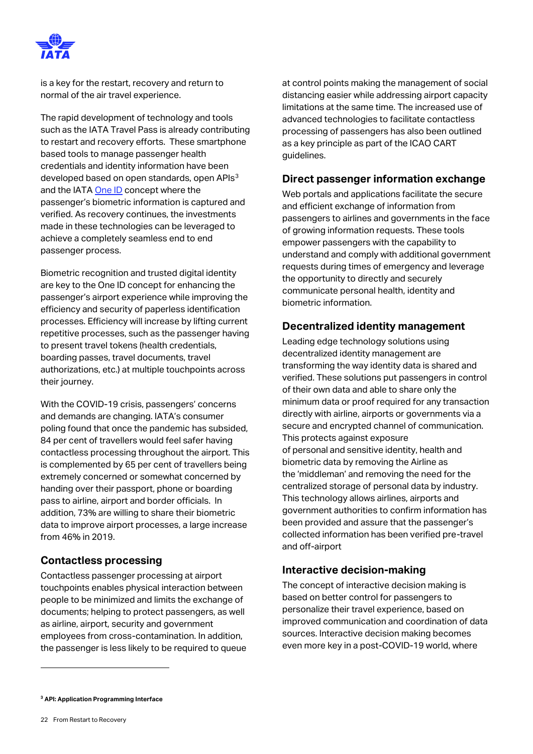is a key for the restart, recovery and return to normal of the air travel experience.

The rapid development of technology and tools such as the IATA Travel Pass is already contributing to restart and recovery efforts. These smartphone based tools to manage passenger health credentials and identity information have been developed based on open standards, open APIs[3] and the IATA One ID concept where the passenger's biometric information is captured and verified. As recovery continues, the investments made in these technologies can be leveraged to achieve a completely seamless end to end passenger process.

Biometric recognition and trusted digital identity are key to the One ID concept for enhancing the passenger's airport experience while improving the efficiency and security of paperless identification processes. Efficiency will increase by lifting current repetitive processes, such as the passenger having to present travel tokens (health credentials, boarding passes, travel documents, travel authorizations, etc.) at multiple touchpoints across their journey.

With the COVID-19 crisis, passengers' concerns and demands are changing. IATA's consumer poling found that once the pandemic has subsided, 84 per cent of travellers would feel safer having contactless processing throughout the airport. This is complemented by 65 per cent of travellers being extremely concerned or somewhat concerned by handing over their passport, phone or boarding pass to airline, airport and border officials. In addition, 73% are willing to share their biometric data to improve airport processes, a large increase from 46% in 2019.

## Contactless processing

Contactless passenger processing at airport touchpoints enables physical interaction between people to be minimized and limits the exchange of documents; helping to protect passengers, as well as airline, airport, security and government employees from cross-contamination. In addition, the passenger is less likely to be required to queue at control points making the management of social distancing easier while addressing airport capacity limitations at the same time. The increased use of advanced technologies to facilitate contactless processing of passengers has also been outlined as a key principle as part of the ICAO CART guidelines.

## Direct passenger information exchange

Web portals and applications facilitate the secure and efficient exchange of information from passengers to airlines and governments in the face of growing information requests. These tools empower passengers with the capability to understand and comply with additional government requests during times of emergency and leverage the opportunity to directly and securely communicate personal health, identity and biometric information.

## Decentralized identity management

Leading edge technology solutions using decentralized identity management are transforming the way identity data is shared and verified. These solutions put passengers in control of their own data and able to share only the minimum data or proof required for any transaction directly with airline, airports or governments via a secure and encrypted channel of communication. This protects against exposure of personal and sensitive identity, health and biometric data by removing the Airline as the 'middleman' and removing the need for the centralized storage of personal data by industry. This technology allows airlines, airports and government authorities to confirm information has been provided and assure that the passenger's collected information has been verified pre-travel and off-airport

## Interactive decision-making

The concept of interactive decision making is based on better control for passengers to personalize their travel experience, based on improved communication and coordination of data sources. Interactive decision making becomes even more key in a post-COVID-19 world, where

[3] API: Application Programming Interface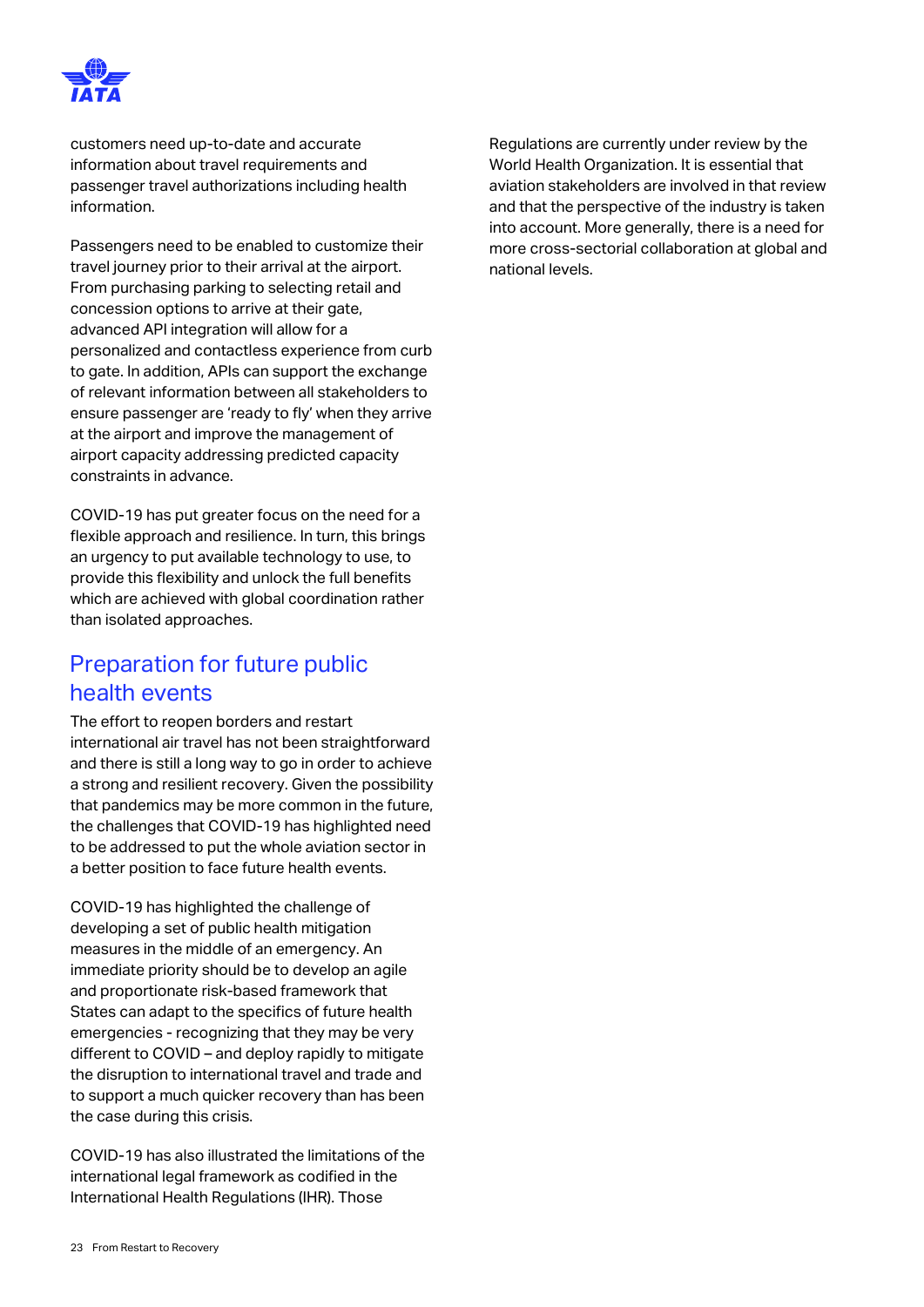customers need up-to-date and accurate information about travel requirements and passenger travel authorizations including health information.

Passengers need to be enabled to customize their travel journey prior to their arrival at the airport. From purchasing parking to selecting retail and concession options to arrive at their gate, advanced API integration will allow for a personalized and contactless experience from curb to gate. In addition, APIs can support the exchange of relevant information between all stakeholders to ensure passenger are 'ready to fly' when they arrive at the airport and improve the management of airport capacity addressing predicted capacity constraints in advance.

COVID-19 has put greater focus on the need for a flexible approach and resilience. In turn, this brings an urgency to put available technology to use, to provide this flexibility and unlock the full benefits which are achieved with global coordination rather than isolated approaches.

## Preparation for future public health events

The effort to reopen borders and restart international air travel has not been straightforward and there is still a long way to go in order to achieve a strong and resilient recovery. Given the possibility that pandemics may be more common in the future, the challenges that COVID-19 has highlighted need to be addressed to put the whole aviation sector in a better position to face future health events.

COVID-19 has highlighted the challenge of developing a set of public health mitigation measures in the middle of an emergency. An immediate priority should be to develop an agile and proportionate risk-based framework that States can adapt to the specifics of future health emergencies - recognizing that they may be very different to COVID – and deploy rapidly to mitigate the disruption to international travel and trade and to support a much quicker recovery than has been the case during this crisis.

COVID-19 has also illustrated the limitations of the international legal framework as codified in the International Health Regulations (IHR). Those Regulations are currently under review by the World Health Organization. It is essential that aviation stakeholders are involved in that review and that the perspective of the industry is taken into account. More generally, there is a need for more cross-sectorial collaboration at global and national levels.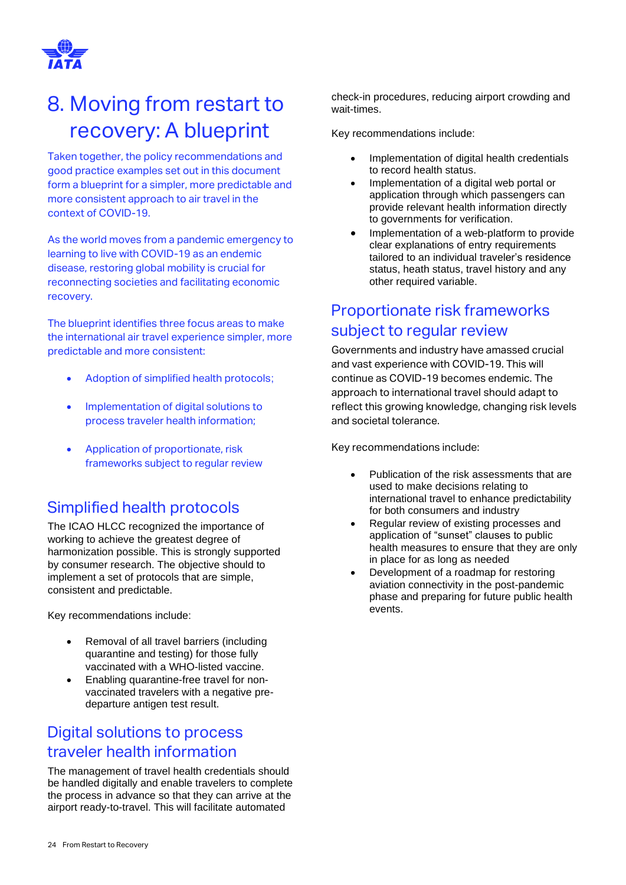# 8. Moving from restart to recovery: A blueprint

Taken together, the policy recommendations and good practice examples set out in this document form a blueprint for a simpler, more predictable and more consistent approach to air travel in the context of COVID-19.

As the world moves from a pandemic emergency to learning to live with COVID-19 as an endemic disease, restoring global mobility is crucial for reconnecting societies and facilitating economic recovery.

The blueprint identifies three focus areas to make the international air travel experience simpler, more predictable and more consistent:

- Adoption of simplified health protocols;
- Implementation of digital solutions to process traveler health information;
- Application of proportionate, risk frameworks subject to regular review

## Simplified health protocols

The ICAO HLCC recognized the importance of working to achieve the greatest degree of harmonization possible. This is strongly supported by consumer research. The objective should to implement a set of protocols that are simple, consistent and predictable.

Key recommendations include:

- Removal of all travel barriers (including quarantine and testing) for those fully vaccinated with a WHO-listed vaccine.
- Enabling quarantine-free travel for non-vaccinated travelers with a negative pre-departure antigen test result.

## Digital solutions to process traveler health information

The management of travel health credentials should be handled digitally and enable travelers to complete the process in advance so that they can arrive at the airport ready-to-travel. This will facilitate automated check-in procedures, reducing airport crowding and wait-times.

Key recommendations include:

- Implementation of digital health credentials to record health status.
- Implementation of a digital web portal or application through which passengers can provide relevant health information directly to governments for verification.
- Implementation of a web-platform to provide clear explanations of entry requirements tailored to an individual traveler's residence status, heath status, travel history and any other required variable.

## Proportionate risk frameworks subject to regular review

Governments and industry have amassed crucial and vast experience with COVID-19. This will continue as COVID-19 becomes endemic. The approach to international travel should adapt to reflect this growing knowledge, changing risk levels and societal tolerance.

Key recommendations include:

- Publication of the risk assessments that are used to make decisions relating to international travel to enhance predictability for both consumers and industry
- Regular review of existing processes and application of "sunset" clauses to public health measures to ensure that they are only in place for as long as needed
- Development of a roadmap for restoring aviation connectivity in the post-pandemic phase and preparing for future public health events.